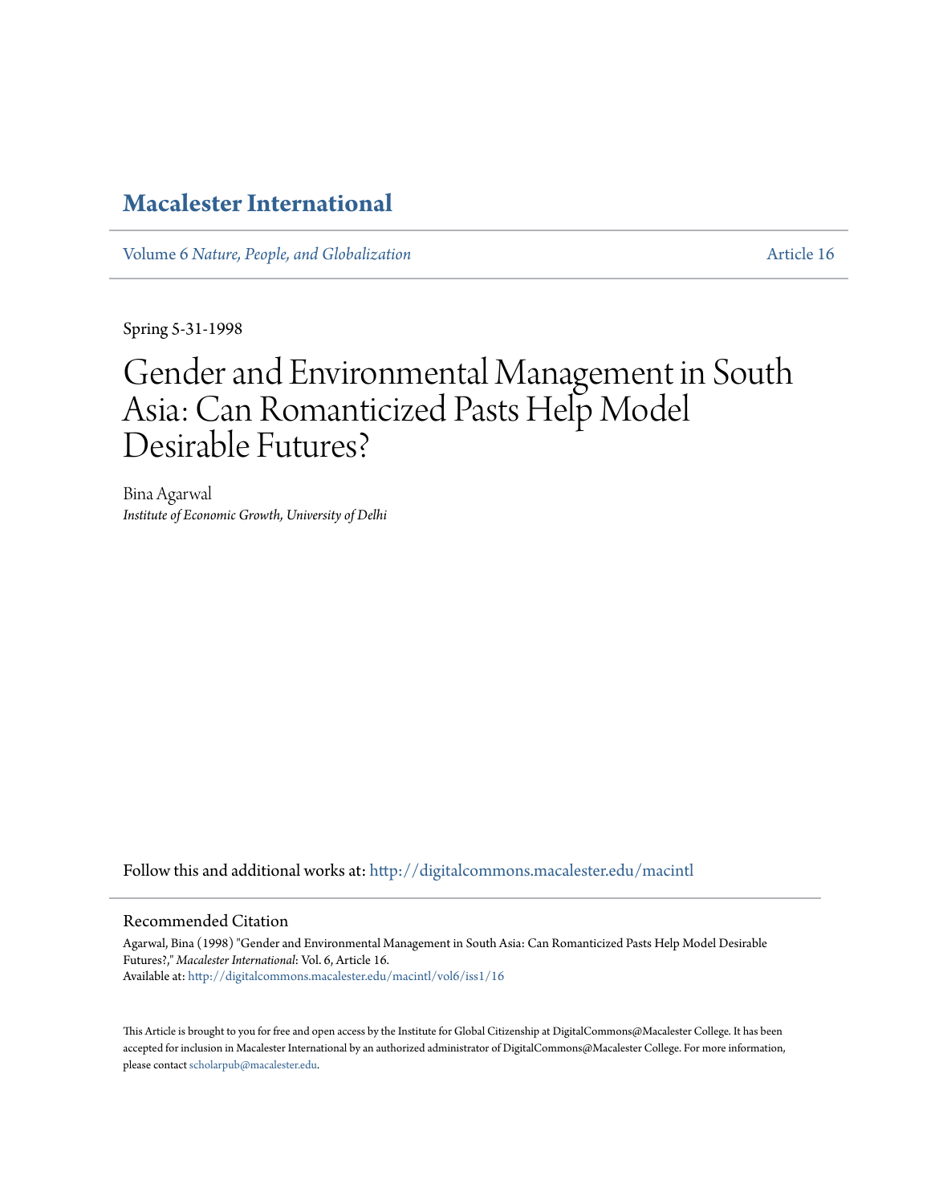# Macalester International

Volume 6 *Nature, People, and Globalization* | Article 16

Spring 5-31-1998

# Gender and Environmental Management in South Asia: Can Romanticized Pasts Help Model Desirable Futures?

Bina Agarwal
*Institute of Economic Growth, University of Delhi*

Follow this and additional works at: http://digitalcommons.macalester.edu/macintl

## Recommended Citation

Agarwal, Bina (1998) "Gender and Environmental Management in South Asia: Can Romanticized Pasts Help Model Desirable Futures?," *Macalester International*: Vol. 6, Article 16.
Available at: http://digitalcommons.macalester.edu/macintl/vol6/iss1/16

This Article is brought to you for free and open access by the Institute for Global Citizenship at DigitalCommons@Macalester College. It has been accepted for inclusion in Macalester International by an authorized administrator of DigitalCommons@Macalester College. For more information, please contact scholarpub@macalester.edu.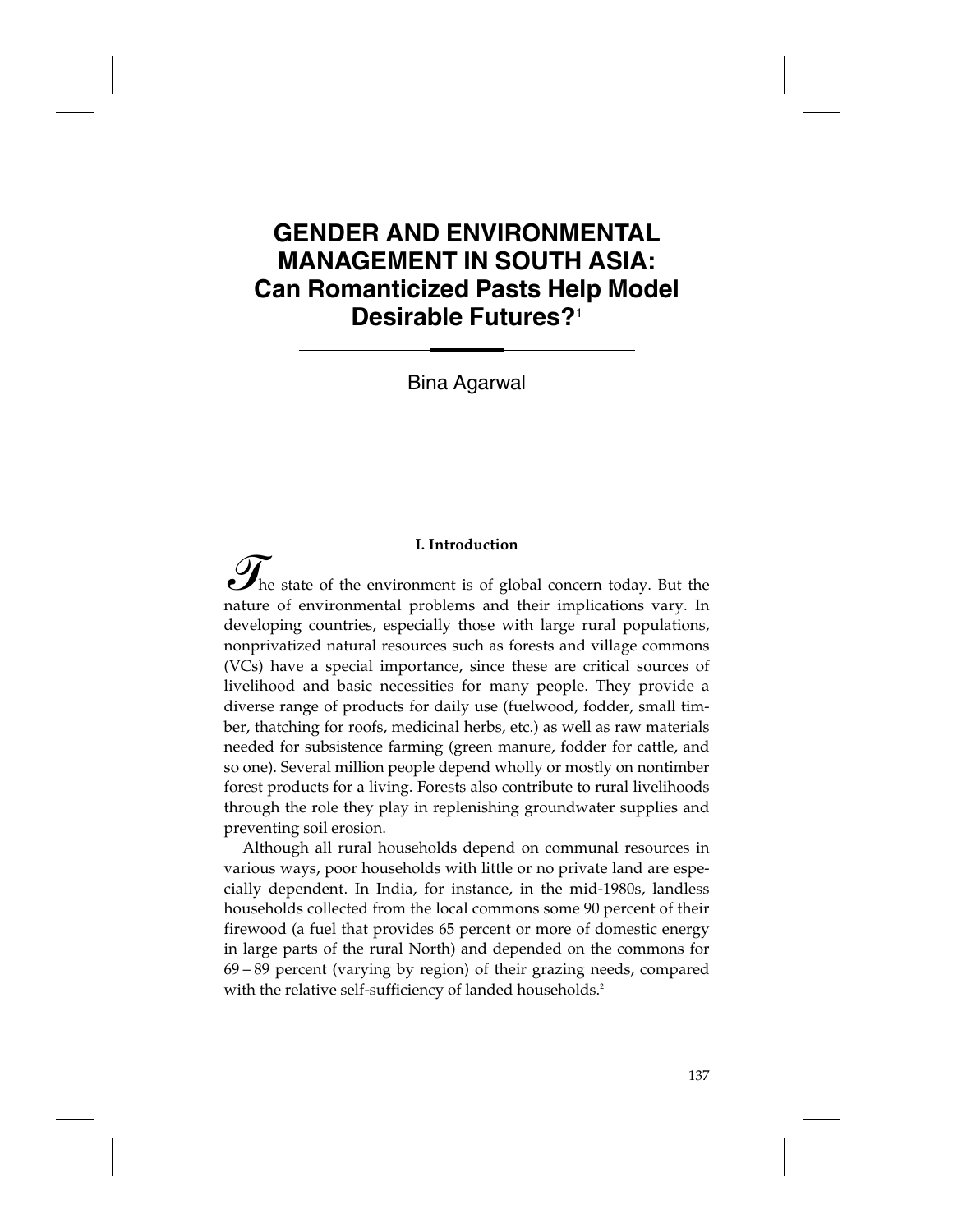# GENDER AND ENVIRONMENTAL MANAGEMENT IN SOUTH ASIA: Can Romanticized Pasts Help Model Desirable Futures?[1]

Bina Agarwal

## I. Introduction

The state of the environment is of global concern today. But the nature of environmental problems and their implications vary. In developing countries, especially those with large rural populations, nonprivatized natural resources such as forests and village commons (VCs) have a special importance, since these are critical sources of livelihood and basic necessities for many people. They provide a diverse range of products for daily use (fuelwood, fodder, small timber, thatching for roofs, medicinal herbs, etc.) as well as raw materials needed for subsistence farming (green manure, fodder for cattle, and so one). Several million people depend wholly or mostly on nontimber forest products for a living. Forests also contribute to rural livelihoods through the role they play in replenishing groundwater supplies and preventing soil erosion.

Although all rural households depend on communal resources in various ways, poor households with little or no private land are especially dependent. In India, for instance, in the mid-1980s, landless households collected from the local commons some 90 percent of their firewood (a fuel that provides 65 percent or more of domestic energy in large parts of the rural North) and depended on the commons for 69 – 89 percent (varying by region) of their grazing needs, compared with the relative self-sufficiency of landed households.[2]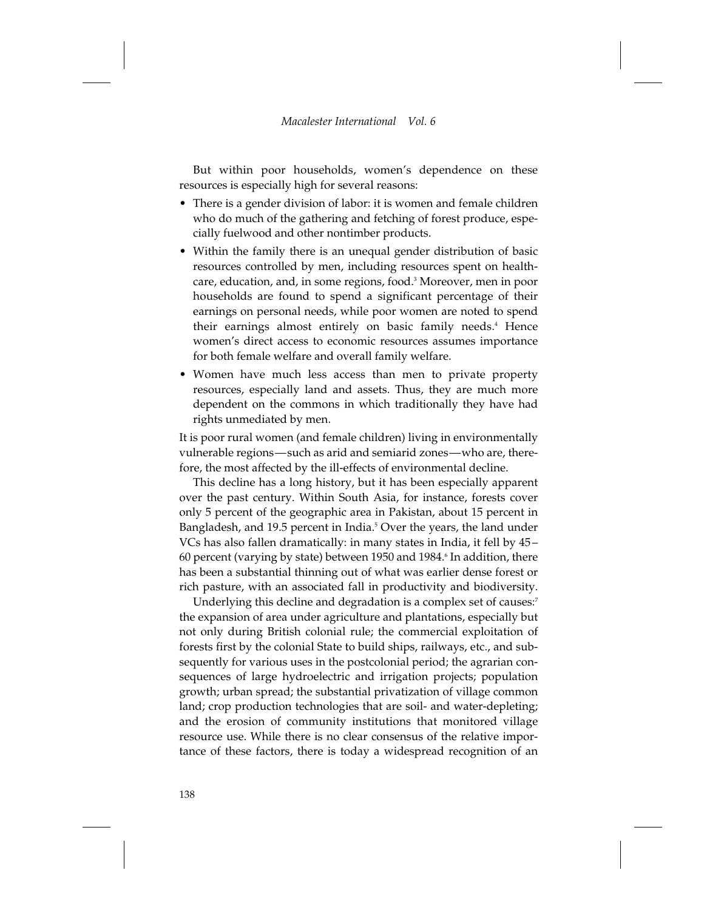But within poor households, women's dependence on these resources is especially high for several reasons:

- There is a gender division of labor: it is women and female children who do much of the gathering and fetching of forest produce, especially fuelwood and other nontimber products.
- Within the family there is an unequal gender distribution of basic resources controlled by men, including resources spent on healthcare, education, and, in some regions, food.[3] Moreover, men in poor households are found to spend a significant percentage of their earnings on personal needs, while poor women are noted to spend their earnings almost entirely on basic family needs.[4] Hence women's direct access to economic resources assumes importance for both female welfare and overall family welfare.
- Women have much less access than men to private property resources, especially land and assets. Thus, they are much more dependent on the commons in which traditionally they have had rights unmediated by men.

It is poor rural women (and female children) living in environmentally vulnerable regions—such as arid and semiarid zones—who are, therefore, the most affected by the ill-effects of environmental decline.

This decline has a long history, but it has been especially apparent over the past century. Within South Asia, for instance, forests cover only 5 percent of the geographic area in Pakistan, about 15 percent in Bangladesh, and 19.5 percent in India.[5] Over the years, the land under VCs has also fallen dramatically: in many states in India, it fell by 45–60 percent (varying by state) between 1950 and 1984.[6] In addition, there has been a substantial thinning out of what was earlier dense forest or rich pasture, with an associated fall in productivity and biodiversity.

Underlying this decline and degradation is a complex set of causes:[7] the expansion of area under agriculture and plantations, especially but not only during British colonial rule; the commercial exploitation of forests first by the colonial State to build ships, railways, etc., and subsequently for various uses in the postcolonial period; the agrarian consequences of large hydroelectric and irrigation projects; population growth; urban spread; the substantial privatization of village common land; crop production technologies that are soil- and water-depleting; and the erosion of community institutions that monitored village resource use. While there is no clear consensus of the relative importance of these factors, there is today a widespread recognition of an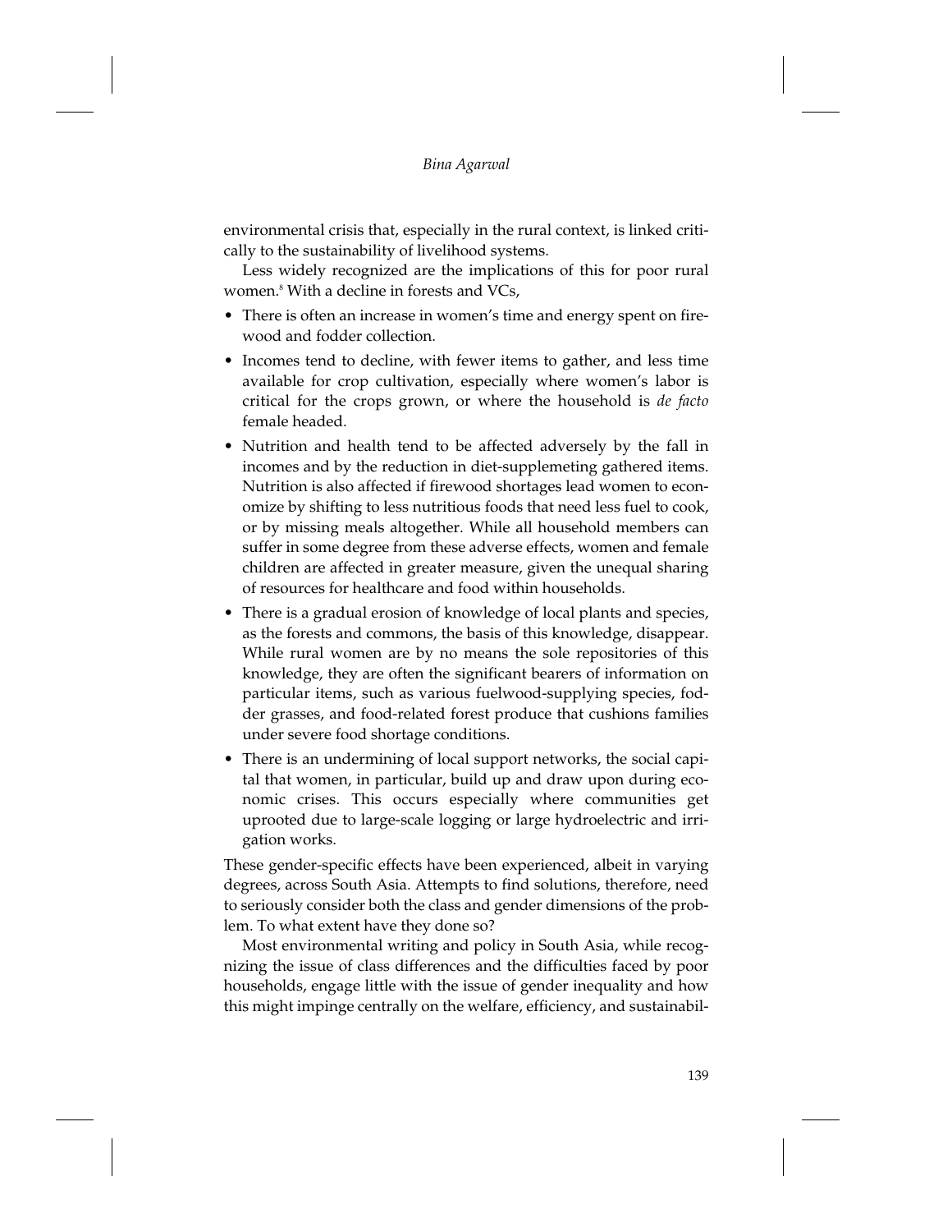environmental crisis that, especially in the rural context, is linked critically to the sustainability of livelihood systems.

Less widely recognized are the implications of this for poor rural women.[8] With a decline in forests and VCs,

- There is often an increase in women's time and energy spent on firewood and fodder collection.
- Incomes tend to decline, with fewer items to gather, and less time available for crop cultivation, especially where women's labor is critical for the crops grown, or where the household is *de facto* female headed.
- Nutrition and health tend to be affected adversely by the fall in incomes and by the reduction in diet-supplemeting gathered items. Nutrition is also affected if firewood shortages lead women to economize by shifting to less nutritious foods that need less fuel to cook, or by missing meals altogether. While all household members can suffer in some degree from these adverse effects, women and female children are affected in greater measure, given the unequal sharing of resources for healthcare and food within households.
- There is a gradual erosion of knowledge of local plants and species, as the forests and commons, the basis of this knowledge, disappear. While rural women are by no means the sole repositories of this knowledge, they are often the significant bearers of information on particular items, such as various fuelwood-supplying species, fodder grasses, and food-related forest produce that cushions families under severe food shortage conditions.
- There is an undermining of local support networks, the social capital that women, in particular, build up and draw upon during economic crises. This occurs especially where communities get uprooted due to large-scale logging or large hydroelectric and irrigation works.

These gender-specific effects have been experienced, albeit in varying degrees, across South Asia. Attempts to find solutions, therefore, need to seriously consider both the class and gender dimensions of the problem. To what extent have they done so?

Most environmental writing and policy in South Asia, while recognizing the issue of class differences and the difficulties faced by poor households, engage little with the issue of gender inequality and how this might impinge centrally on the welfare, efficiency, and sustainabil-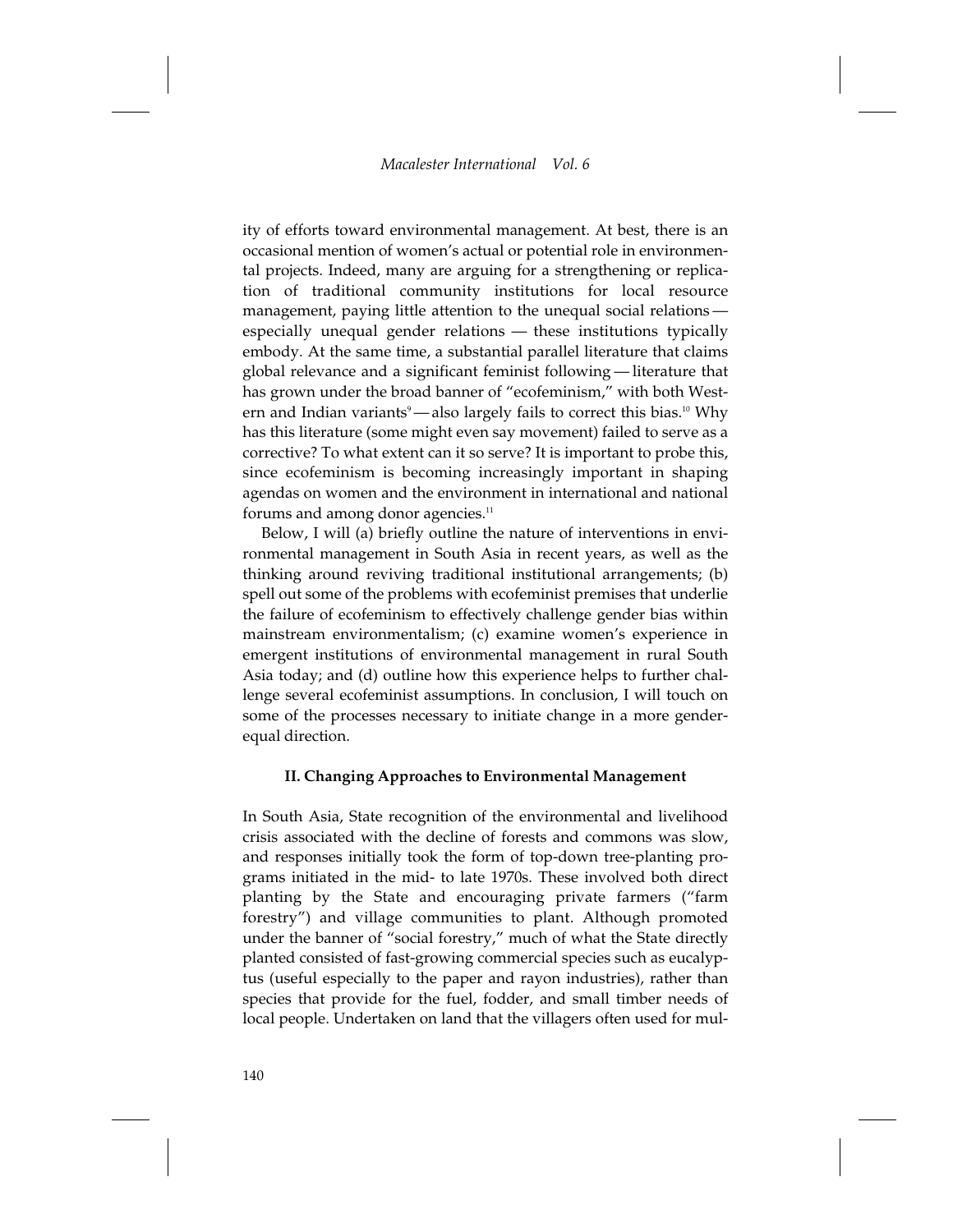ity of efforts toward environmental management. At best, there is an occasional mention of women's actual or potential role in environmental projects. Indeed, many are arguing for a strengthening or replication of traditional community institutions for local resource management, paying little attention to the unequal social relations — especially unequal gender relations — these institutions typically embody. At the same time, a substantial parallel literature that claims global relevance and a significant feminist following — literature that has grown under the broad banner of "ecofeminism," with both Western and Indian variants[9] — also largely fails to correct this bias.[10] Why has this literature (some might even say movement) failed to serve as a corrective? To what extent can it so serve? It is important to probe this, since ecofeminism is becoming increasingly important in shaping agendas on women and the environment in international and national forums and among donor agencies.[11]

Below, I will (a) briefly outline the nature of interventions in environmental management in South Asia in recent years, as well as the thinking around reviving traditional institutional arrangements; (b) spell out some of the problems with ecofeminist premises that underlie the failure of ecofeminism to effectively challenge gender bias within mainstream environmentalism; (c) examine women's experience in emergent institutions of environmental management in rural South Asia today; and (d) outline how this experience helps to further challenge several ecofeminist assumptions. In conclusion, I will touch on some of the processes necessary to initiate change in a more gender-equal direction.

## II. Changing Approaches to Environmental Management

In South Asia, State recognition of the environmental and livelihood crisis associated with the decline of forests and commons was slow, and responses initially took the form of top-down tree-planting programs initiated in the mid- to late 1970s. These involved both direct planting by the State and encouraging private farmers ("farm forestry") and village communities to plant. Although promoted under the banner of "social forestry," much of what the State directly planted consisted of fast-growing commercial species such as eucalyptus (useful especially to the paper and rayon industries), rather than species that provide for the fuel, fodder, and small timber needs of local people. Undertaken on land that the villagers often used for mul-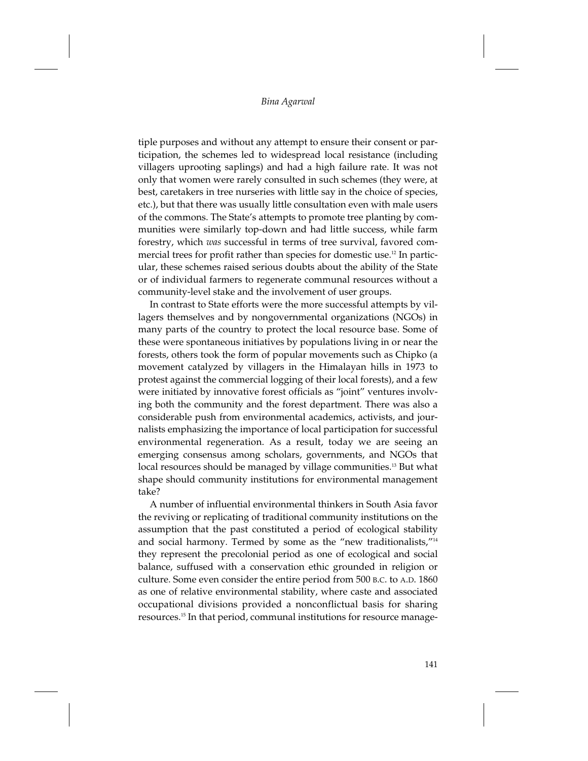tiple purposes and without any attempt to ensure their consent or participation, the schemes led to widespread local resistance (including villagers uprooting saplings) and had a high failure rate. It was not only that women were rarely consulted in such schemes (they were, at best, caretakers in tree nurseries with little say in the choice of species, etc.), but that there was usually little consultation even with male users of the commons. The State's attempts to promote tree planting by communities were similarly top-down and had little success, while farm forestry, which *was* successful in terms of tree survival, favored commercial trees for profit rather than species for domestic use.[12] In particular, these schemes raised serious doubts about the ability of the State or of individual farmers to regenerate communal resources without a community-level stake and the involvement of user groups.

In contrast to State efforts were the more successful attempts by villagers themselves and by nongovernmental organizations (NGOs) in many parts of the country to protect the local resource base. Some of these were spontaneous initiatives by populations living in or near the forests, others took the form of popular movements such as Chipko (a movement catalyzed by villagers in the Himalayan hills in 1973 to protest against the commercial logging of their local forests), and a few were initiated by innovative forest officials as "joint" ventures involving both the community and the forest department. There was also a considerable push from environmental academics, activists, and journalists emphasizing the importance of local participation for successful environmental regeneration. As a result, today we are seeing an emerging consensus among scholars, governments, and NGOs that local resources should be managed by village communities.[13] But what shape should community institutions for environmental management take?

A number of influential environmental thinkers in South Asia favor the reviving or replicating of traditional community institutions on the assumption that the past constituted a period of ecological stability and social harmony. Termed by some as the "new traditionalists,"[14] they represent the precolonial period as one of ecological and social balance, suffused with a conservation ethic grounded in religion or culture. Some even consider the entire period from 500 B.C. to A.D. 1860 as one of relative environmental stability, where caste and associated occupational divisions provided a nonconflictual basis for sharing resources.[15] In that period, communal institutions for resource manage-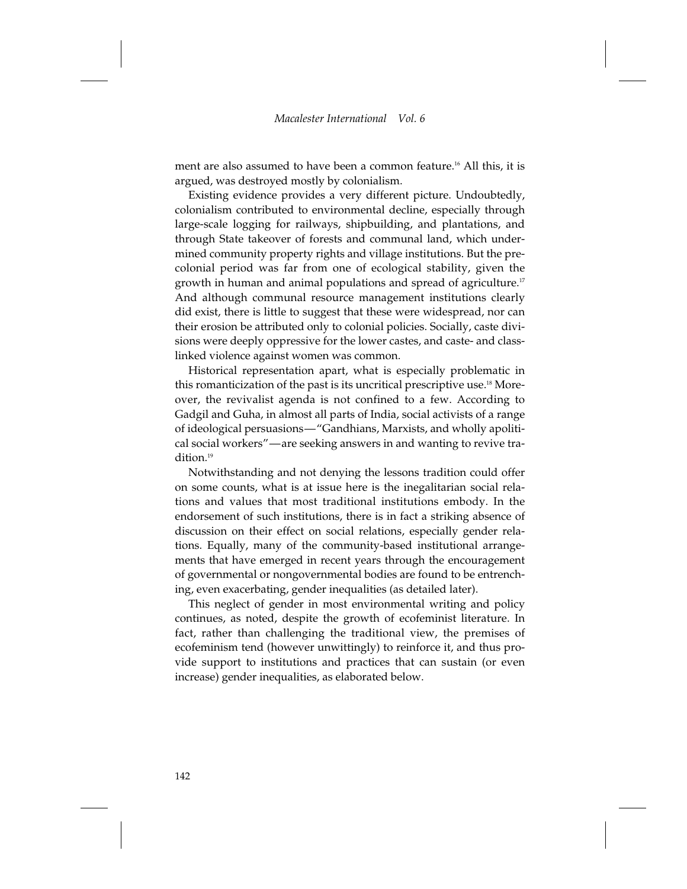ment are also assumed to have been a common feature.[16] All this, it is argued, was destroyed mostly by colonialism.

Existing evidence provides a very different picture. Undoubtedly, colonialism contributed to environmental decline, especially through large-scale logging for railways, shipbuilding, and plantations, and through State takeover of forests and communal land, which undermined community property rights and village institutions. But the precolonial period was far from one of ecological stability, given the growth in human and animal populations and spread of agriculture.[17] And although communal resource management institutions clearly did exist, there is little to suggest that these were widespread, nor can their erosion be attributed only to colonial policies. Socially, caste divisions were deeply oppressive for the lower castes, and caste- and class-linked violence against women was common.

Historical representation apart, what is especially problematic in this romanticization of the past is its uncritical prescriptive use.[18] Moreover, the revivalist agenda is not confined to a few. According to Gadgil and Guha, in almost all parts of India, social activists of a range of ideological persuasions—"Gandhians, Marxists, and wholly apolitical social workers"—are seeking answers in and wanting to revive tradition.[19]

Notwithstanding and not denying the lessons tradition could offer on some counts, what is at issue here is the inegalitarian social relations and values that most traditional institutions embody. In the endorsement of such institutions, there is in fact a striking absence of discussion on their effect on social relations, especially gender relations. Equally, many of the community-based institutional arrangements that have emerged in recent years through the encouragement of governmental or nongovernmental bodies are found to be entrenching, even exacerbating, gender inequalities (as detailed later).

This neglect of gender in most environmental writing and policy continues, as noted, despite the growth of ecofeminist literature. In fact, rather than challenging the traditional view, the premises of ecofeminism tend (however unwittingly) to reinforce it, and thus provide support to institutions and practices that can sustain (or even increase) gender inequalities, as elaborated below.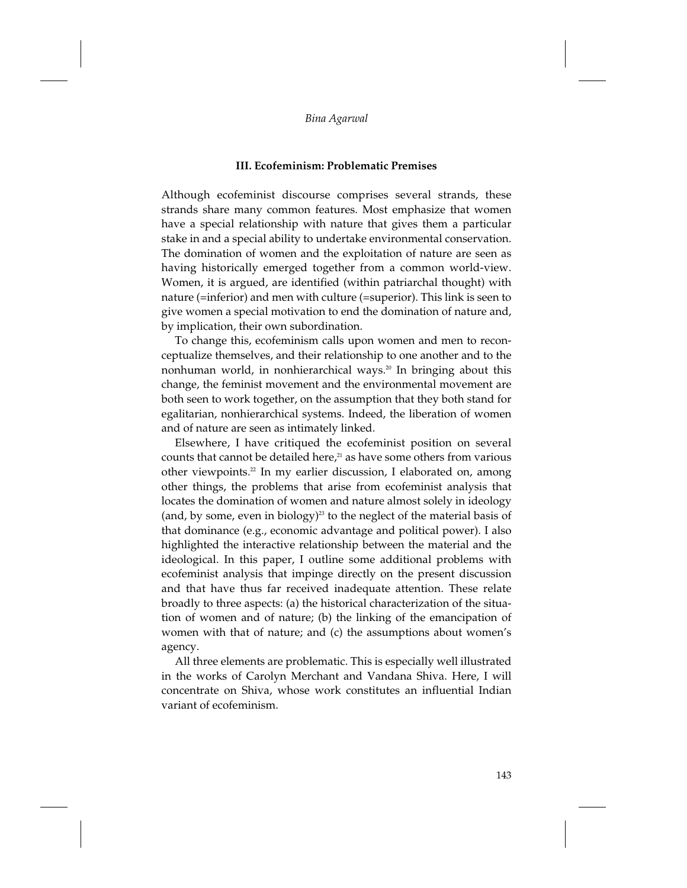### III. Ecofeminism: Problematic Premises

Although ecofeminist discourse comprises several strands, these strands share many common features. Most emphasize that women have a special relationship with nature that gives them a particular stake in and a special ability to undertake environmental conservation. The domination of women and the exploitation of nature are seen as having historically emerged together from a common world-view. Women, it is argued, are identified (within patriarchal thought) with nature (=inferior) and men with culture (=superior). This link is seen to give women a special motivation to end the domination of nature and, by implication, their own subordination.

To change this, ecofeminism calls upon women and men to reconceptualize themselves, and their relationship to one another and to the nonhuman world, in nonhierarchical ways.[20] In bringing about this change, the feminist movement and the environmental movement are both seen to work together, on the assumption that they both stand for egalitarian, nonhierarchical systems. Indeed, the liberation of women and of nature are seen as intimately linked.

Elsewhere, I have critiqued the ecofeminist position on several counts that cannot be detailed here,[21] as have some others from various other viewpoints.[22] In my earlier discussion, I elaborated on, among other things, the problems that arise from ecofeminist analysis that locates the domination of women and nature almost solely in ideology (and, by some, even in biology)[23] to the neglect of the material basis of that dominance (e.g., economic advantage and political power). I also highlighted the interactive relationship between the material and the ideological. In this paper, I outline some additional problems with ecofeminist analysis that impinge directly on the present discussion and that have thus far received inadequate attention. These relate broadly to three aspects: (a) the historical characterization of the situation of women and of nature; (b) the linking of the emancipation of women with that of nature; and (c) the assumptions about women's agency.

All three elements are problematic. This is especially well illustrated in the works of Carolyn Merchant and Vandana Shiva. Here, I will concentrate on Shiva, whose work constitutes an influential Indian variant of ecofeminism.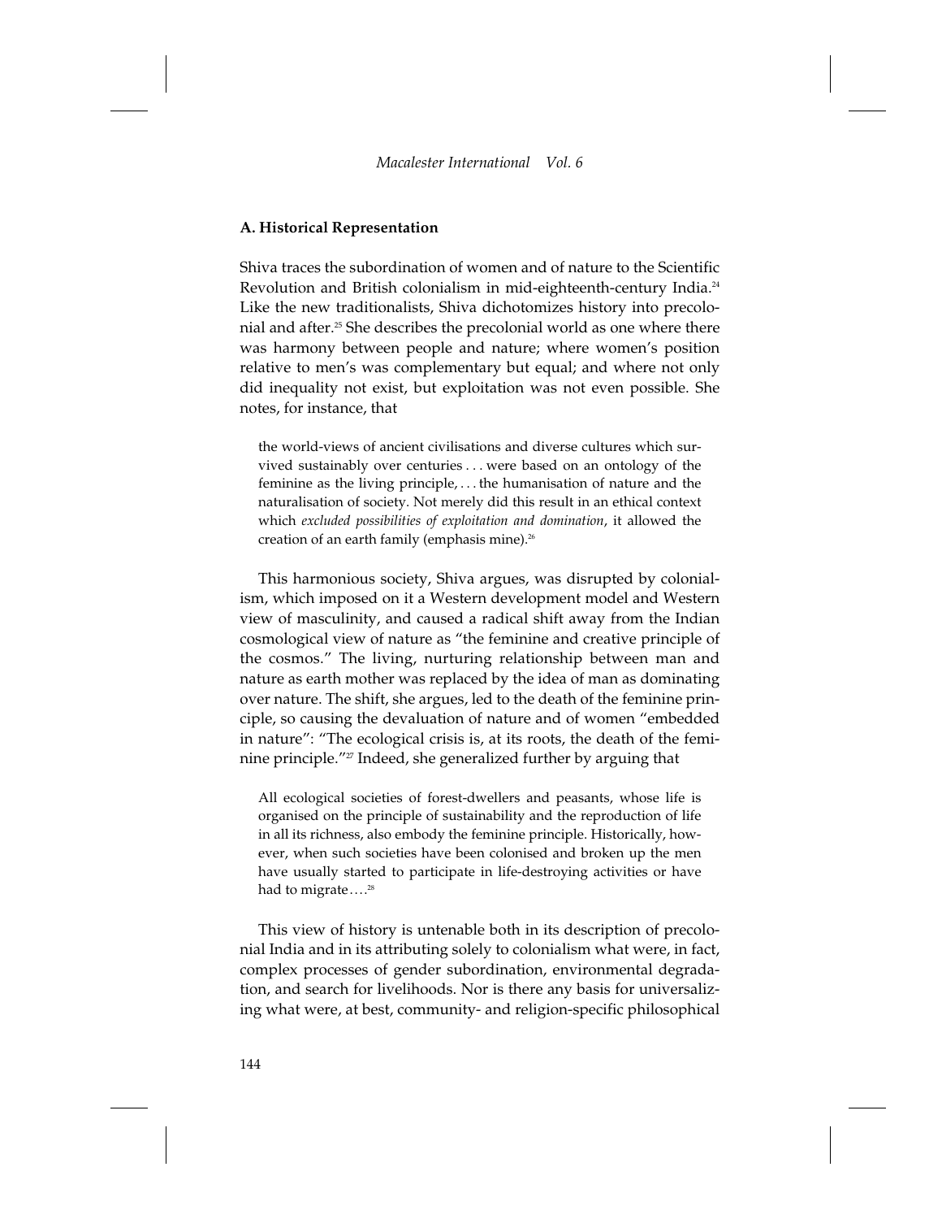### A. Historical Representation

Shiva traces the subordination of women and of nature to the Scientific Revolution and British colonialism in mid-eighteenth-century India.[24] Like the new traditionalists, Shiva dichotomizes history into precolonial and after.[25] She describes the precolonial world as one where there was harmony between people and nature; where women's position relative to men's was complementary but equal; and where not only did inequality not exist, but exploitation was not even possible. She notes, for instance, that

> the world-views of ancient civilisations and diverse cultures which survived sustainably over centuries . . . were based on an ontology of the feminine as the living principle, . . . the humanisation of nature and the naturalisation of society. Not merely did this result in an ethical context which *excluded possibilities of exploitation and domination*, it allowed the creation of an earth family (emphasis mine).[26]

This harmonious society, Shiva argues, was disrupted by colonialism, which imposed on it a Western development model and Western view of masculinity, and caused a radical shift away from the Indian cosmological view of nature as "the feminine and creative principle of the cosmos." The living, nurturing relationship between man and nature as earth mother was replaced by the idea of man as dominating over nature. The shift, she argues, led to the death of the feminine principle, so causing the devaluation of nature and of women "embedded in nature": "The ecological crisis is, at its roots, the death of the feminine principle."[27] Indeed, she generalized further by arguing that

> All ecological societies of forest-dwellers and peasants, whose life is organised on the principle of sustainability and the reproduction of life in all its richness, also embody the feminine principle. Historically, however, when such societies have been colonised and broken up the men have usually started to participate in life-destroying activities or have had to migrate . . . .[28]

This view of history is untenable both in its description of precolonial India and in its attributing solely to colonialism what were, in fact, complex processes of gender subordination, environmental degradation, and search for livelihoods. Nor is there any basis for universalizing what were, at best, community- and religion-specific philosophical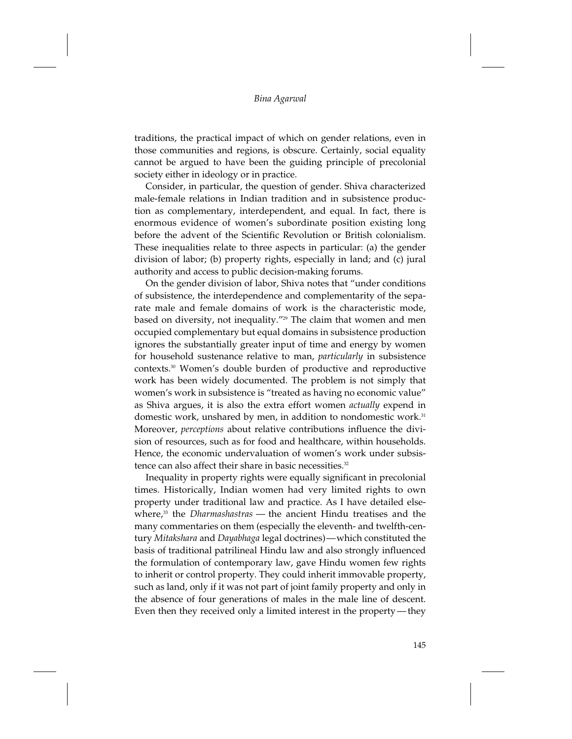traditions, the practical impact of which on gender relations, even in those communities and regions, is obscure. Certainly, social equality cannot be argued to have been the guiding principle of precolonial society either in ideology or in practice.

Consider, in particular, the question of gender. Shiva characterized male-female relations in Indian tradition and in subsistence production as complementary, interdependent, and equal. In fact, there is enormous evidence of women's subordinate position existing long before the advent of the Scientific Revolution or British colonialism. These inequalities relate to three aspects in particular: (a) the gender division of labor; (b) property rights, especially in land; and (c) jural authority and access to public decision-making forums.

On the gender division of labor, Shiva notes that "under conditions of subsistence, the interdependence and complementarity of the separate male and female domains of work is the characteristic mode, based on diversity, not inequality."[29] The claim that women and men occupied complementary but equal domains in subsistence production ignores the substantially greater input of time and energy by women for household sustenance relative to man, *particularly* in subsistence contexts.[30] Women's double burden of productive and reproductive work has been widely documented. The problem is not simply that women's work in subsistence is "treated as having no economic value" as Shiva argues, it is also the extra effort women *actually* expend in domestic work, unshared by men, in addition to nondomestic work.[31] Moreover, *perceptions* about relative contributions influence the division of resources, such as for food and healthcare, within households. Hence, the economic undervaluation of women's work under subsistence can also affect their share in basic necessities.[32]

Inequality in property rights were equally significant in precolonial times. Historically, Indian women had very limited rights to own property under traditional law and practice. As I have detailed elsewhere,[33] the *Dharmashastras* — the ancient Hindu treatises and the many commentaries on them (especially the eleventh- and twelfth-century *Mitakshara* and *Dayabhaga* legal doctrines)—which constituted the basis of traditional patrilineal Hindu law and also strongly influenced the formulation of contemporary law, gave Hindu women few rights to inherit or control property. They could inherit immovable property, such as land, only if it was not part of joint family property and only in the absence of four generations of males in the male line of descent. Even then they received only a limited interest in the property—they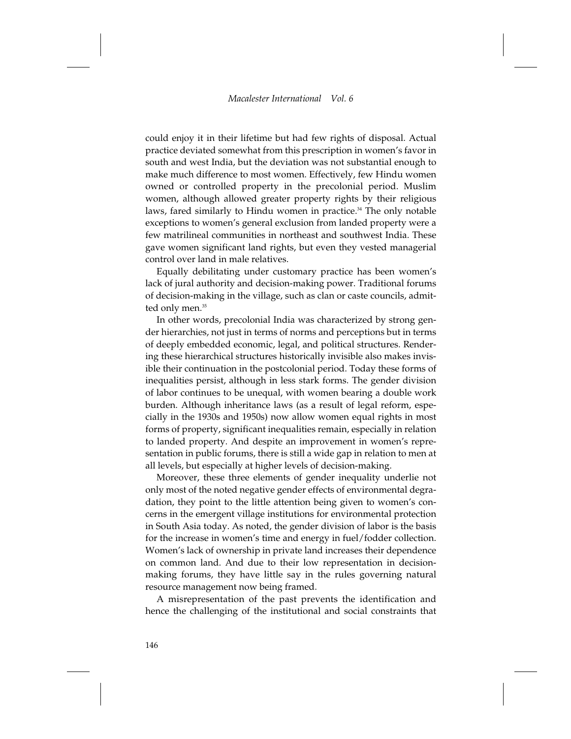could enjoy it in their lifetime but had few rights of disposal. Actual practice deviated somewhat from this prescription in women's favor in south and west India, but the deviation was not substantial enough to make much difference to most women. Effectively, few Hindu women owned or controlled property in the precolonial period. Muslim women, although allowed greater property rights by their religious laws, fared similarly to Hindu women in practice.[34] The only notable exceptions to women's general exclusion from landed property were a few matrilineal communities in northeast and southwest India. These gave women significant land rights, but even they vested managerial control over land in male relatives.

Equally debilitating under customary practice has been women's lack of jural authority and decision-making power. Traditional forums of decision-making in the village, such as clan or caste councils, admitted only men.[35]

In other words, precolonial India was characterized by strong gender hierarchies, not just in terms of norms and perceptions but in terms of deeply embedded economic, legal, and political structures. Rendering these hierarchical structures historically invisible also makes invisible their continuation in the postcolonial period. Today these forms of inequalities persist, although in less stark forms. The gender division of labor continues to be unequal, with women bearing a double work burden. Although inheritance laws (as a result of legal reform, especially in the 1930s and 1950s) now allow women equal rights in most forms of property, significant inequalities remain, especially in relation to landed property. And despite an improvement in women's representation in public forums, there is still a wide gap in relation to men at all levels, but especially at higher levels of decision-making.

Moreover, these three elements of gender inequality underlie not only most of the noted negative gender effects of environmental degradation, they point to the little attention being given to women's concerns in the emergent village institutions for environmental protection in South Asia today. As noted, the gender division of labor is the basis for the increase in women's time and energy in fuel/fodder collection. Women's lack of ownership in private land increases their dependence on common land. And due to their low representation in decision-making forums, they have little say in the rules governing natural resource management now being framed.

A misrepresentation of the past prevents the identification and hence the challenging of the institutional and social constraints that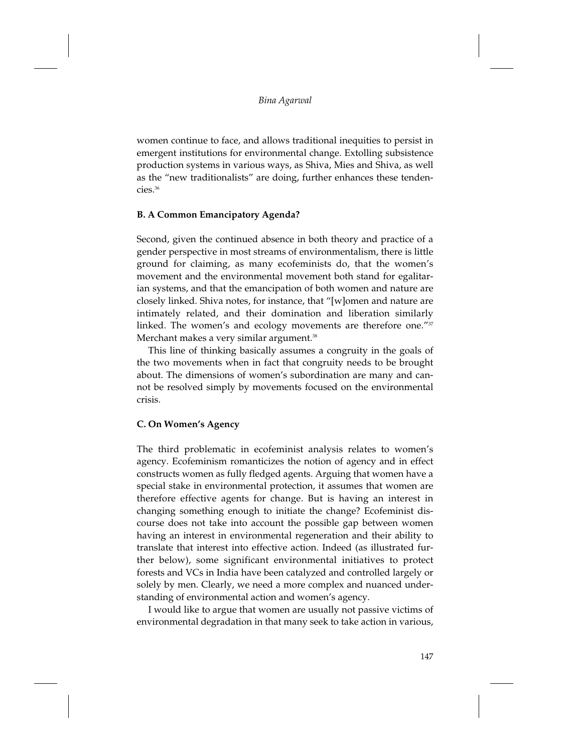women continue to face, and allows traditional inequities to persist in emergent institutions for environmental change. Extolling subsistence production systems in various ways, as Shiva, Mies and Shiva, as well as the "new traditionalists" are doing, further enhances these tendencies.[36]

### B. A Common Emancipatory Agenda?

Second, given the continued absence in both theory and practice of a gender perspective in most streams of environmentalism, there is little ground for claiming, as many ecofeminists do, that the women's movement and the environmental movement both stand for egalitarian systems, and that the emancipation of both women and nature are closely linked. Shiva notes, for instance, that "[w]omen and nature are intimately related, and their domination and liberation similarly linked. The women's and ecology movements are therefore one."[37] Merchant makes a very similar argument.[38]

This line of thinking basically assumes a congruity in the goals of the two movements when in fact that congruity needs to be brought about. The dimensions of women's subordination are many and cannot be resolved simply by movements focused on the environmental crisis.

### C. On Women's Agency

The third problematic in ecofeminist analysis relates to women's agency. Ecofeminism romanticizes the notion of agency and in effect constructs women as fully fledged agents. Arguing that women have a special stake in environmental protection, it assumes that women are therefore effective agents for change. But is having an interest in changing something enough to initiate the change? Ecofeminist discourse does not take into account the possible gap between women having an interest in environmental regeneration and their ability to translate that interest into effective action. Indeed (as illustrated further below), some significant environmental initiatives to protect forests and VCs in India have been catalyzed and controlled largely or solely by men. Clearly, we need a more complex and nuanced understanding of environmental action and women's agency.

I would like to argue that women are usually not passive victims of environmental degradation in that many seek to take action in various,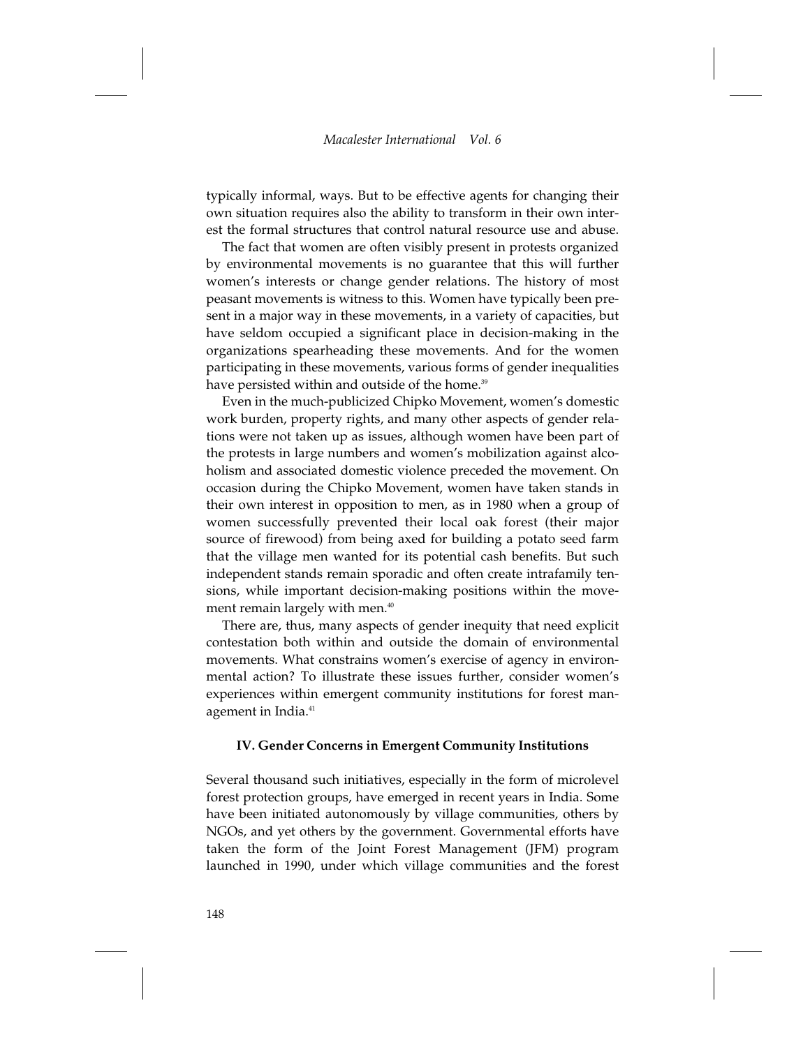typically informal, ways. But to be effective agents for changing their own situation requires also the ability to transform in their own interest the formal structures that control natural resource use and abuse.

The fact that women are often visibly present in protests organized by environmental movements is no guarantee that this will further women's interests or change gender relations. The history of most peasant movements is witness to this. Women have typically been present in a major way in these movements, in a variety of capacities, but have seldom occupied a significant place in decision-making in the organizations spearheading these movements. And for the women participating in these movements, various forms of gender inequalities have persisted within and outside of the home.[39]

Even in the much-publicized Chipko Movement, women's domestic work burden, property rights, and many other aspects of gender relations were not taken up as issues, although women have been part of the protests in large numbers and women's mobilization against alcoholism and associated domestic violence preceded the movement. On occasion during the Chipko Movement, women have taken stands in their own interest in opposition to men, as in 1980 when a group of women successfully prevented their local oak forest (their major source of firewood) from being axed for building a potato seed farm that the village men wanted for its potential cash benefits. But such independent stands remain sporadic and often create intrafamily tensions, while important decision-making positions within the movement remain largely with men.[40]

There are, thus, many aspects of gender inequity that need explicit contestation both within and outside the domain of environmental movements. What constrains women's exercise of agency in environmental action? To illustrate these issues further, consider women's experiences within emergent community institutions for forest management in India.[41]

## IV. Gender Concerns in Emergent Community Institutions

Several thousand such initiatives, especially in the form of microlevel forest protection groups, have emerged in recent years in India. Some have been initiated autonomously by village communities, others by NGOs, and yet others by the government. Governmental efforts have taken the form of the Joint Forest Management (JFM) program launched in 1990, under which village communities and the forest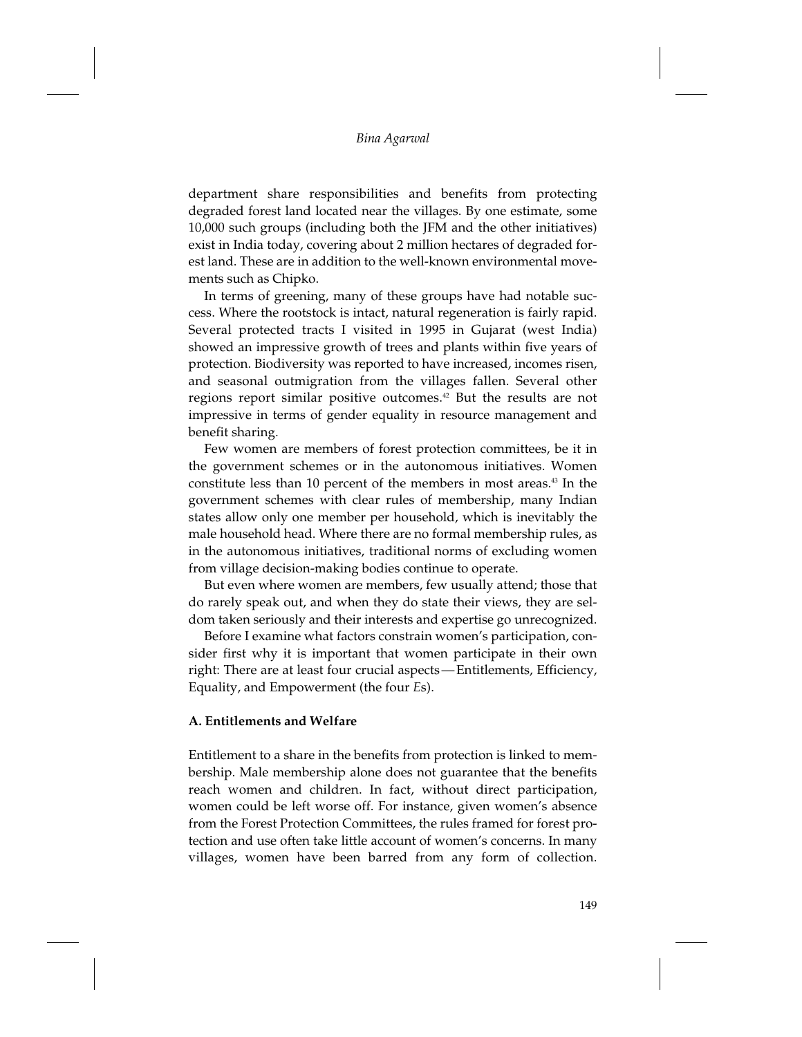department share responsibilities and benefits from protecting degraded forest land located near the villages. By one estimate, some 10,000 such groups (including both the JFM and the other initiatives) exist in India today, covering about 2 million hectares of degraded forest land. These are in addition to the well-known environmental movements such as Chipko.

In terms of greening, many of these groups have had notable success. Where the rootstock is intact, natural regeneration is fairly rapid. Several protected tracts I visited in 1995 in Gujarat (west India) showed an impressive growth of trees and plants within five years of protection. Biodiversity was reported to have increased, incomes risen, and seasonal outmigration from the villages fallen. Several other regions report similar positive outcomes.[42] But the results are not impressive in terms of gender equality in resource management and benefit sharing.

Few women are members of forest protection committees, be it in the government schemes or in the autonomous initiatives. Women constitute less than 10 percent of the members in most areas.[43] In the government schemes with clear rules of membership, many Indian states allow only one member per household, which is inevitably the male household head. Where there are no formal membership rules, as in the autonomous initiatives, traditional norms of excluding women from village decision-making bodies continue to operate.

But even where women are members, few usually attend; those that do rarely speak out, and when they do state their views, they are seldom taken seriously and their interests and expertise go unrecognized.

Before I examine what factors constrain women's participation, consider first why it is important that women participate in their own right: There are at least four crucial aspects — Entitlements, Efficiency, Equality, and Empowerment (the four *E*s).

### A. Entitlements and Welfare

Entitlement to a share in the benefits from protection is linked to membership. Male membership alone does not guarantee that the benefits reach women and children. In fact, without direct participation, women could be left worse off. For instance, given women's absence from the Forest Protection Committees, the rules framed for forest protection and use often take little account of women's concerns. In many villages, women have been barred from any form of collection.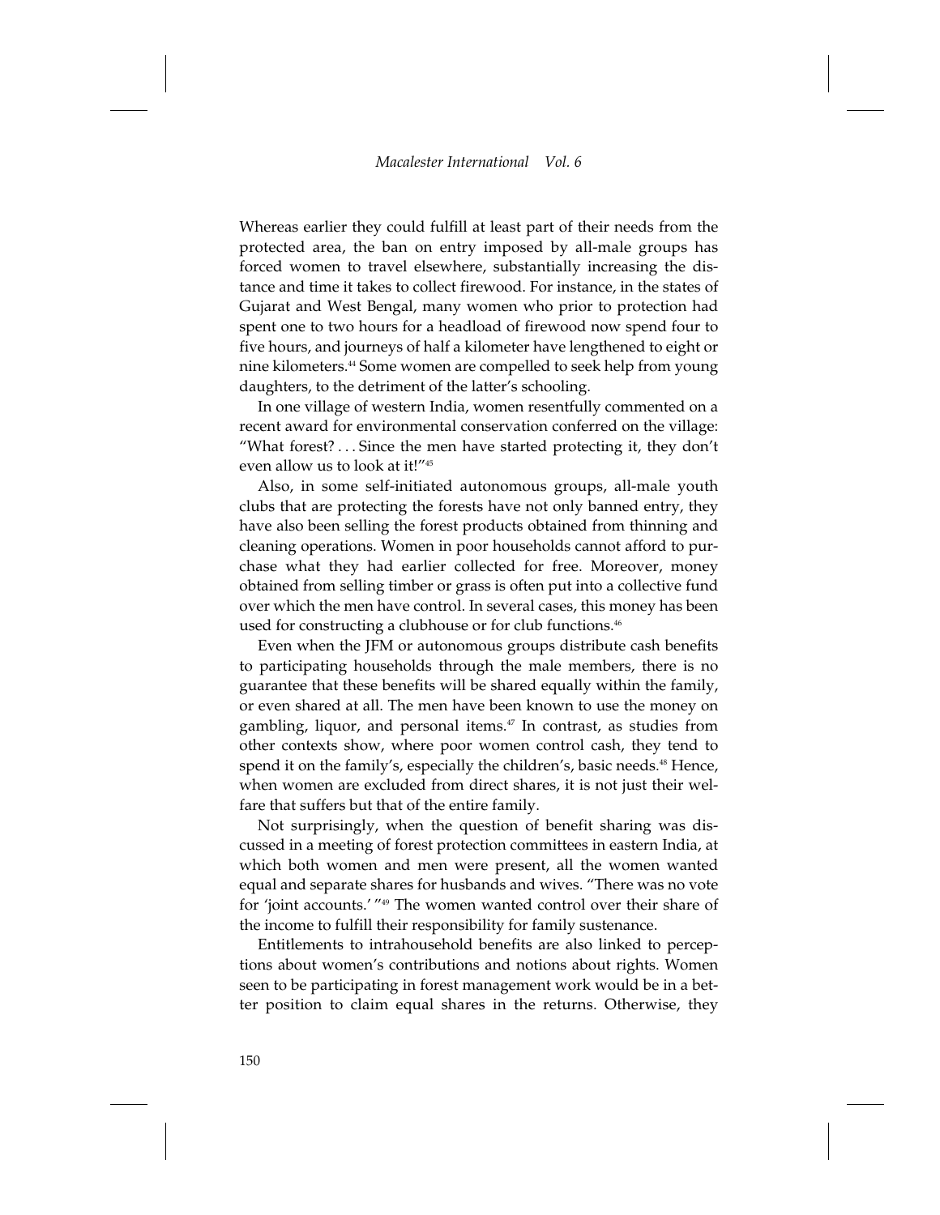Whereas earlier they could fulfill at least part of their needs from the protected area, the ban on entry imposed by all-male groups has forced women to travel elsewhere, substantially increasing the distance and time it takes to collect firewood. For instance, in the states of Gujarat and West Bengal, many women who prior to protection had spent one to two hours for a headload of firewood now spend four to five hours, and journeys of half a kilometer have lengthened to eight or nine kilometers.[44] Some women are compelled to seek help from young daughters, to the detriment of the latter's schooling.

In one village of western India, women resentfully commented on a recent award for environmental conservation conferred on the village: "What forest? . . . Since the men have started protecting it, they don't even allow us to look at it!"[45]

Also, in some self-initiated autonomous groups, all-male youth clubs that are protecting the forests have not only banned entry, they have also been selling the forest products obtained from thinning and cleaning operations. Women in poor households cannot afford to purchase what they had earlier collected for free. Moreover, money obtained from selling timber or grass is often put into a collective fund over which the men have control. In several cases, this money has been used for constructing a clubhouse or for club functions.[46]

Even when the JFM or autonomous groups distribute cash benefits to participating households through the male members, there is no guarantee that these benefits will be shared equally within the family, or even shared at all. The men have been known to use the money on gambling, liquor, and personal items.[47] In contrast, as studies from other contexts show, where poor women control cash, they tend to spend it on the family's, especially the children's, basic needs.[48] Hence, when women are excluded from direct shares, it is not just their welfare that suffers but that of the entire family.

Not surprisingly, when the question of benefit sharing was discussed in a meeting of forest protection committees in eastern India, at which both women and men were present, all the women wanted equal and separate shares for husbands and wives. "There was no vote for 'joint accounts.' "[49] The women wanted control over their share of the income to fulfill their responsibility for family sustenance.

Entitlements to intrahousehold benefits are also linked to perceptions about women's contributions and notions about rights. Women seen to be participating in forest management work would be in a better position to claim equal shares in the returns. Otherwise, they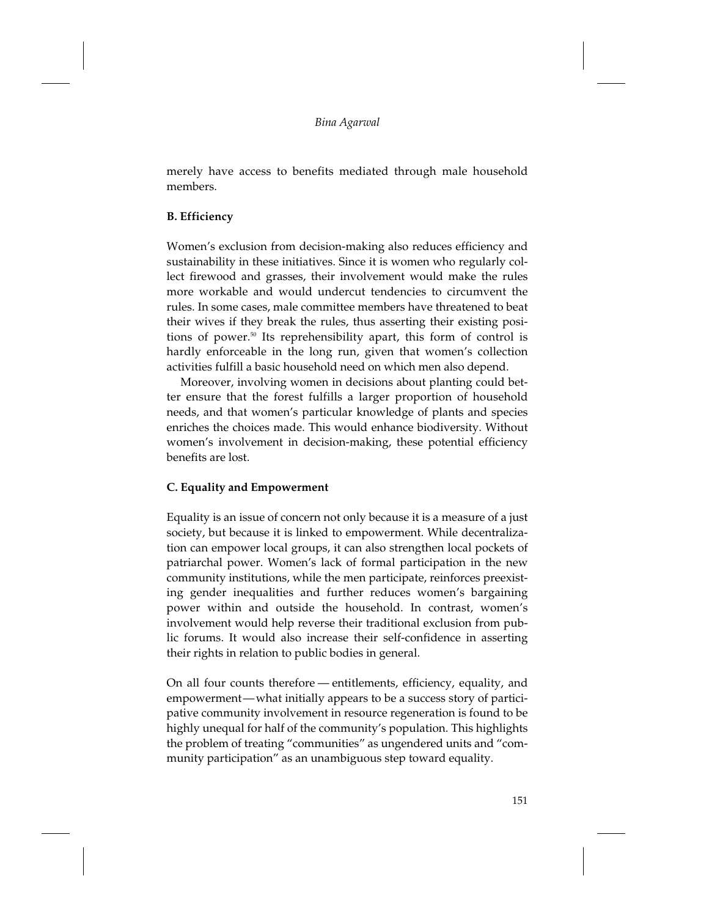merely have access to benefits mediated through male household members.

**B. Efficiency**

Women's exclusion from decision-making also reduces efficiency and sustainability in these initiatives. Since it is women who regularly collect firewood and grasses, their involvement would make the rules more workable and would undercut tendencies to circumvent the rules. In some cases, male committee members have threatened to beat their wives if they break the rules, thus asserting their existing positions of power.[50] Its reprehensibility apart, this form of control is hardly enforceable in the long run, given that women's collection activities fulfill a basic household need on which men also depend.

Moreover, involving women in decisions about planting could better ensure that the forest fulfills a larger proportion of household needs, and that women's particular knowledge of plants and species enriches the choices made. This would enhance biodiversity. Without women's involvement in decision-making, these potential efficiency benefits are lost.

**C. Equality and Empowerment**

Equality is an issue of concern not only because it is a measure of a just society, but because it is linked to empowerment. While decentralization can empower local groups, it can also strengthen local pockets of patriarchal power. Women's lack of formal participation in the new community institutions, while the men participate, reinforces preexisting gender inequalities and further reduces women's bargaining power within and outside the household. In contrast, women's involvement would help reverse their traditional exclusion from public forums. It would also increase their self-confidence in asserting their rights in relation to public bodies in general.

On all four counts therefore — entitlements, efficiency, equality, and empowerment — what initially appears to be a success story of participative community involvement in resource regeneration is found to be highly unequal for half of the community's population. This highlights the problem of treating "communities" as ungendered units and "community participation" as an unambiguous step toward equality.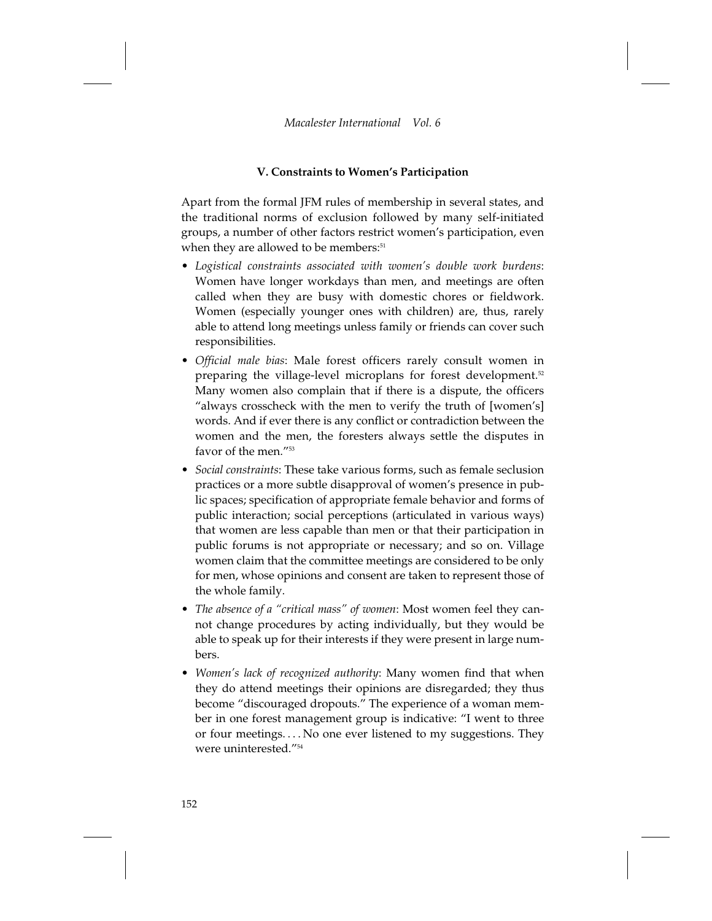## V. Constraints to Women's Participation

Apart from the formal JFM rules of membership in several states, and the traditional norms of exclusion followed by many self-initiated groups, a number of other factors restrict women's participation, even when they are allowed to be members:[51]

- *Logistical constraints associated with women's double work burdens*: Women have longer workdays than men, and meetings are often called when they are busy with domestic chores or fieldwork. Women (especially younger ones with children) are, thus, rarely able to attend long meetings unless family or friends can cover such responsibilities.
- *Official male bias*: Male forest officers rarely consult women in preparing the village-level microplans for forest development.[52] Many women also complain that if there is a dispute, the officers "always crosscheck with the men to verify the truth of [women's] words. And if ever there is any conflict or contradiction between the women and the men, the foresters always settle the disputes in favor of the men."[53]
- *Social constraints*: These take various forms, such as female seclusion practices or a more subtle disapproval of women's presence in public spaces; specification of appropriate female behavior and forms of public interaction; social perceptions (articulated in various ways) that women are less capable than men or that their participation in public forums is not appropriate or necessary; and so on. Village women claim that the committee meetings are considered to be only for men, whose opinions and consent are taken to represent those of the whole family.
- *The absence of a "critical mass" of women*: Most women feel they cannot change procedures by acting individually, but they would be able to speak up for their interests if they were present in large numbers.
- *Women's lack of recognized authority*: Many women find that when they do attend meetings their opinions are disregarded; they thus become "discouraged dropouts." The experience of a woman member in one forest management group is indicative: "I went to three or four meetings. . . . No one ever listened to my suggestions. They were uninterested."[54]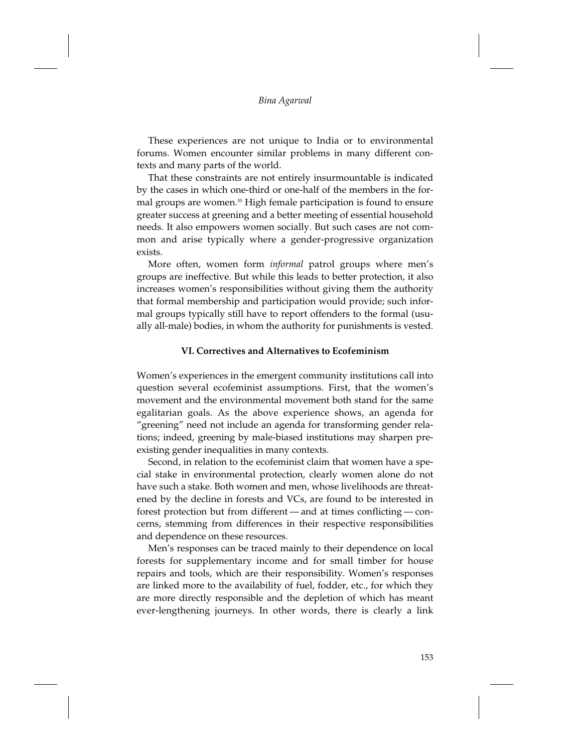These experiences are not unique to India or to environmental forums. Women encounter similar problems in many different contexts and many parts of the world.

That these constraints are not entirely insurmountable is indicated by the cases in which one-third or one-half of the members in the formal groups are women.[55] High female participation is found to ensure greater success at greening and a better meeting of essential household needs. It also empowers women socially. But such cases are not common and arise typically where a gender-progressive organization exists.

More often, women form *informal* patrol groups where men's groups are ineffective. But while this leads to better protection, it also increases women's responsibilities without giving them the authority that formal membership and participation would provide; such informal groups typically still have to report offenders to the formal (usually all-male) bodies, in whom the authority for punishments is vested.

### VI. Correctives and Alternatives to Ecofeminism

Women's experiences in the emergent community institutions call into question several ecofeminist assumptions. First, that the women's movement and the environmental movement both stand for the same egalitarian goals. As the above experience shows, an agenda for "greening" need not include an agenda for transforming gender relations; indeed, greening by male-biased institutions may sharpen preexisting gender inequalities in many contexts.

Second, in relation to the ecofeminist claim that women have a special stake in environmental protection, clearly women alone do not have such a stake. Both women and men, whose livelihoods are threatened by the decline in forests and VCs, are found to be interested in forest protection but from different — and at times conflicting — concerns, stemming from differences in their respective responsibilities and dependence on these resources.

Men's responses can be traced mainly to their dependence on local forests for supplementary income and for small timber for house repairs and tools, which are their responsibility. Women's responses are linked more to the availability of fuel, fodder, etc., for which they are more directly responsible and the depletion of which has meant ever-lengthening journeys. In other words, there is clearly a link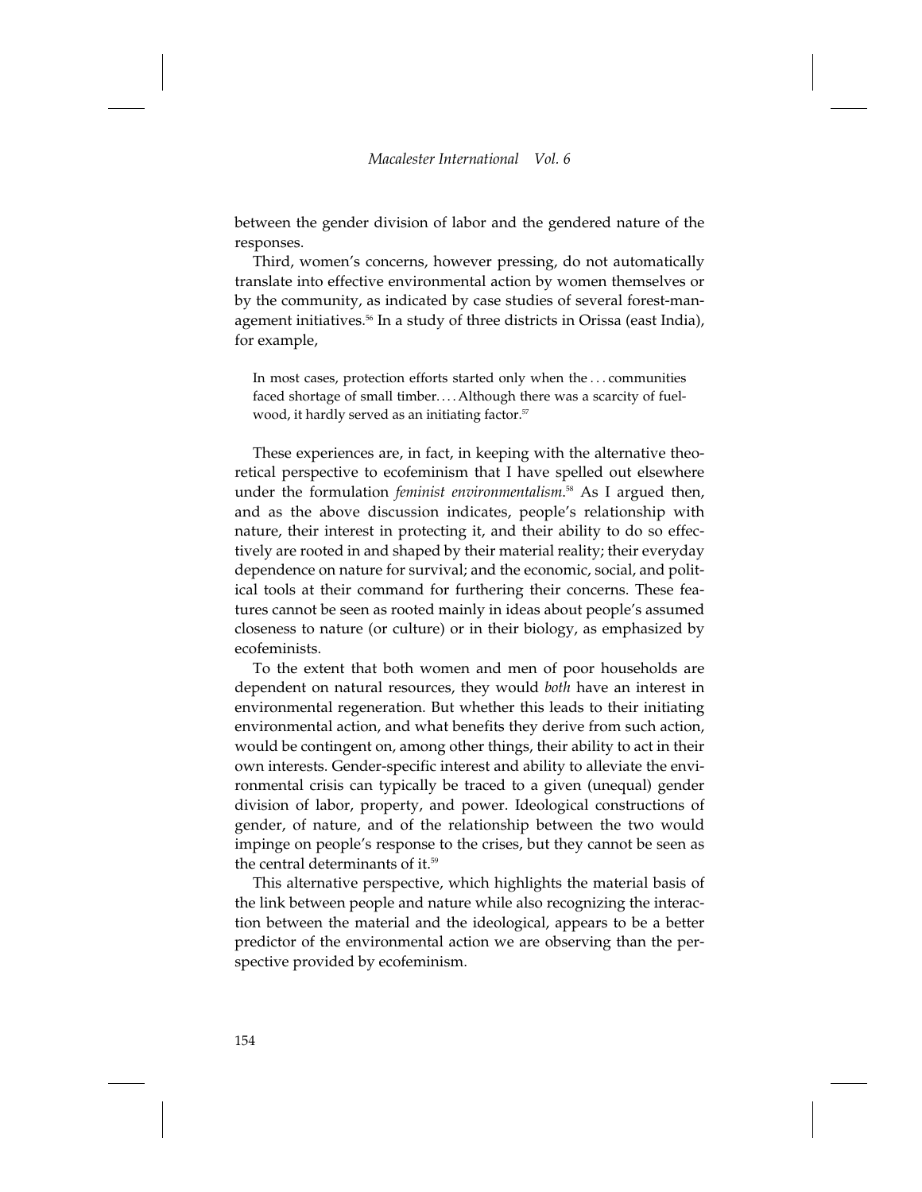between the gender division of labor and the gendered nature of the responses.

Third, women's concerns, however pressing, do not automatically translate into effective environmental action by women themselves or by the community, as indicated by case studies of several forest-management initiatives.[56] In a study of three districts in Orissa (east India), for example,

> In most cases, protection efforts started only when the . . . communities faced shortage of small timber. . . . Although there was a scarcity of fuelwood, it hardly served as an initiating factor.[57]

These experiences are, in fact, in keeping with the alternative theoretical perspective to ecofeminism that I have spelled out elsewhere under the formulation *feminist environmentalism*.[58] As I argued then, and as the above discussion indicates, people's relationship with nature, their interest in protecting it, and their ability to do so effectively are rooted in and shaped by their material reality; their everyday dependence on nature for survival; and the economic, social, and political tools at their command for furthering their concerns. These features cannot be seen as rooted mainly in ideas about people's assumed closeness to nature (or culture) or in their biology, as emphasized by ecofeminists.

To the extent that both women and men of poor households are dependent on natural resources, they would *both* have an interest in environmental regeneration. But whether this leads to their initiating environmental action, and what benefits they derive from such action, would be contingent on, among other things, their ability to act in their own interests. Gender-specific interest and ability to alleviate the environmental crisis can typically be traced to a given (unequal) gender division of labor, property, and power. Ideological constructions of gender, of nature, and of the relationship between the two would impinge on people's response to the crises, but they cannot be seen as the central determinants of it.[59]

This alternative perspective, which highlights the material basis of the link between people and nature while also recognizing the interaction between the material and the ideological, appears to be a better predictor of the environmental action we are observing than the perspective provided by ecofeminism.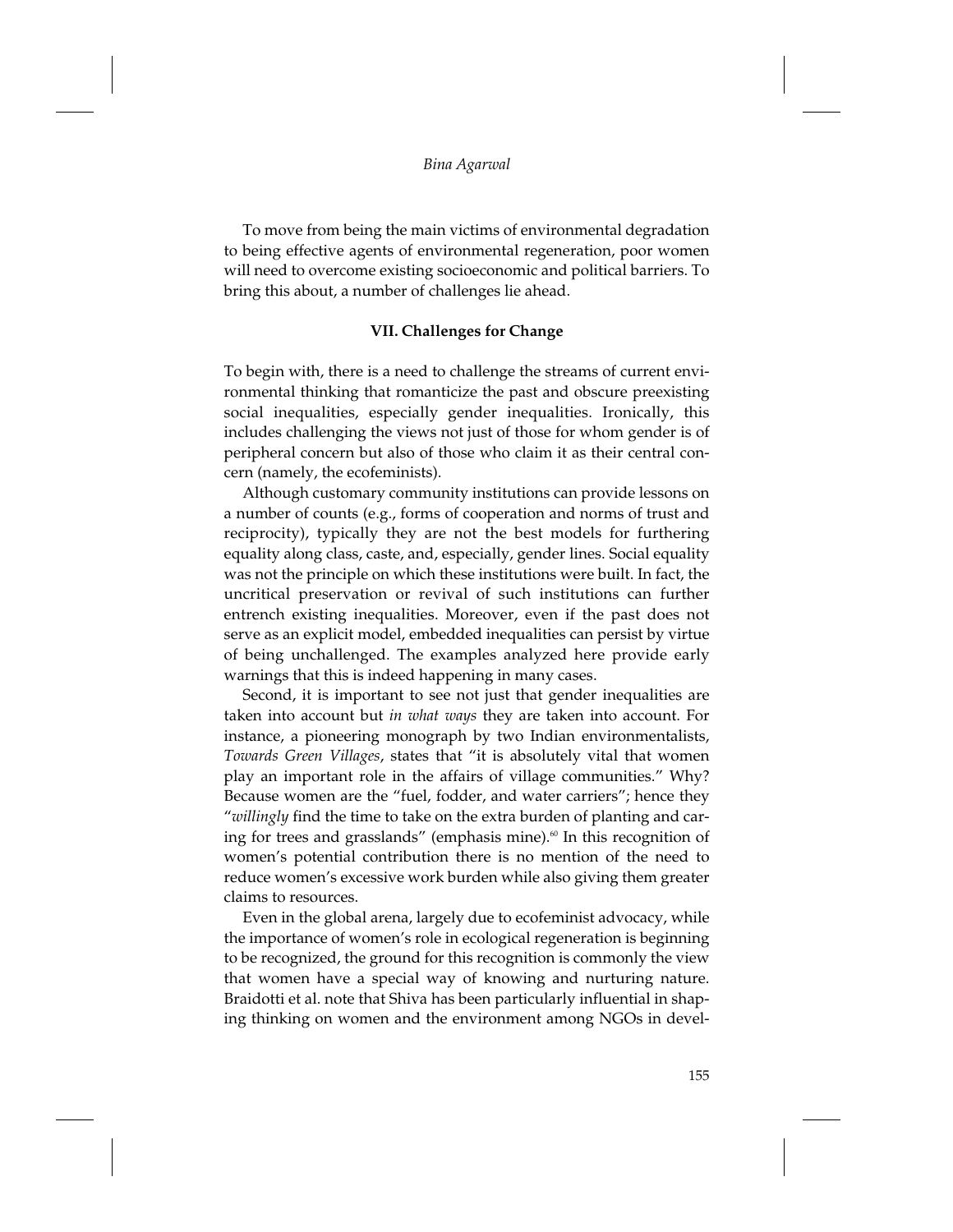To move from being the main victims of environmental degradation to being effective agents of environmental regeneration, poor women will need to overcome existing socioeconomic and political barriers. To bring this about, a number of challenges lie ahead.

## VII. Challenges for Change

To begin with, there is a need to challenge the streams of current environmental thinking that romanticize the past and obscure preexisting social inequalities, especially gender inequalities. Ironically, this includes challenging the views not just of those for whom gender is of peripheral concern but also of those who claim it as their central concern (namely, the ecofeminists).

Although customary community institutions can provide lessons on a number of counts (e.g., forms of cooperation and norms of trust and reciprocity), typically they are not the best models for furthering equality along class, caste, and, especially, gender lines. Social equality was not the principle on which these institutions were built. In fact, the uncritical preservation or revival of such institutions can further entrench existing inequalities. Moreover, even if the past does not serve as an explicit model, embedded inequalities can persist by virtue of being unchallenged. The examples analyzed here provide early warnings that this is indeed happening in many cases.

Second, it is important to see not just that gender inequalities are taken into account but *in what ways* they are taken into account. For instance, a pioneering monograph by two Indian environmentalists, *Towards Green Villages*, states that "it is absolutely vital that women play an important role in the affairs of village communities." Why? Because women are the "fuel, fodder, and water carriers"; hence they "*willingly* find the time to take on the extra burden of planting and caring for trees and grasslands" (emphasis mine).[60] In this recognition of women's potential contribution there is no mention of the need to reduce women's excessive work burden while also giving them greater claims to resources.

Even in the global arena, largely due to ecofeminist advocacy, while the importance of women's role in ecological regeneration is beginning to be recognized, the ground for this recognition is commonly the view that women have a special way of knowing and nurturing nature. Braidotti et al. note that Shiva has been particularly influential in shaping thinking on women and the environment among NGOs in devel-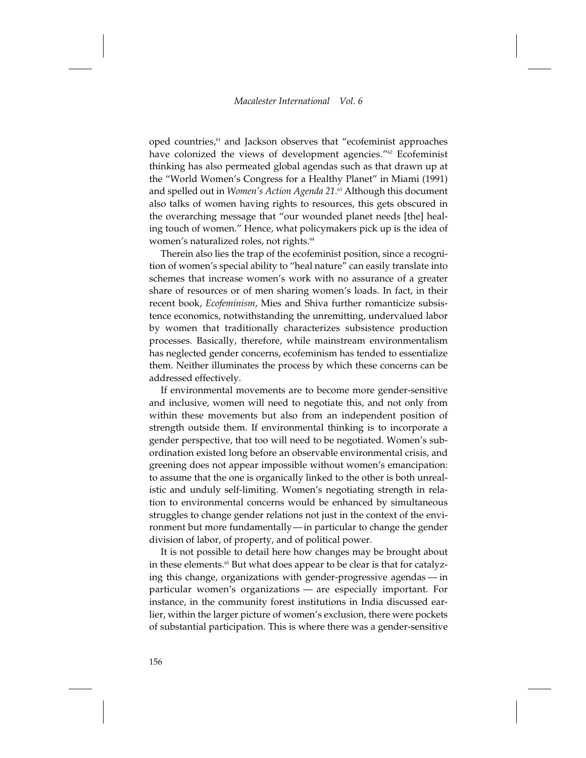oped countries,[61] and Jackson observes that "ecofeminist approaches have colonized the views of development agencies."[62] Ecofeminist thinking has also permeated global agendas such as that drawn up at the "World Women's Congress for a Healthy Planet" in Miami (1991) and spelled out in *Women's Action Agenda 21*.[63] Although this document also talks of women having rights to resources, this gets obscured in the overarching message that "our wounded planet needs [the] healing touch of women." Hence, what policymakers pick up is the idea of women's naturalized roles, not rights.[64]

Therein also lies the trap of the ecofeminist position, since a recognition of women's special ability to "heal nature" can easily translate into schemes that increase women's work with no assurance of a greater share of resources or of men sharing women's loads. In fact, in their recent book, *Ecofeminism*, Mies and Shiva further romanticize subsistence economics, notwithstanding the unremitting, undervalued labor by women that traditionally characterizes subsistence production processes. Basically, therefore, while mainstream environmentalism has neglected gender concerns, ecofeminism has tended to essentialize them. Neither illuminates the process by which these concerns can be addressed effectively.

If environmental movements are to become more gender-sensitive and inclusive, women will need to negotiate this, and not only from within these movements but also from an independent position of strength outside them. If environmental thinking is to incorporate a gender perspective, that too will need to be negotiated. Women's subordination existed long before an observable environmental crisis, and greening does not appear impossible without women's emancipation: to assume that the one is organically linked to the other is both unrealistic and unduly self-limiting. Women's negotiating strength in relation to environmental concerns would be enhanced by simultaneous struggles to change gender relations not just in the context of the environment but more fundamentally—in particular to change the gender division of labor, of property, and of political power.

It is not possible to detail here how changes may be brought about in these elements.[65] But what does appear to be clear is that for catalyzing this change, organizations with gender-progressive agendas — in particular women's organizations — are especially important. For instance, in the community forest institutions in India discussed earlier, within the larger picture of women's exclusion, there were pockets of substantial participation. This is where there was a gender-sensitive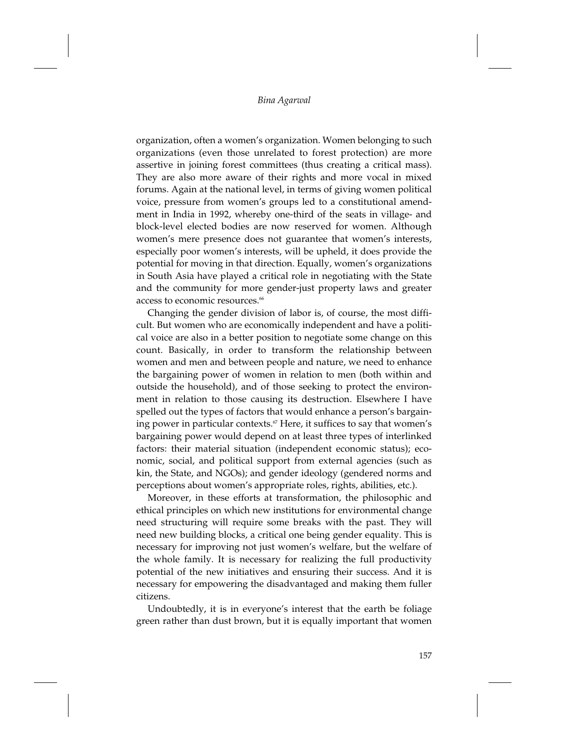organization, often a women's organization. Women belonging to such organizations (even those unrelated to forest protection) are more assertive in joining forest committees (thus creating a critical mass). They are also more aware of their rights and more vocal in mixed forums. Again at the national level, in terms of giving women political voice, pressure from women's groups led to a constitutional amendment in India in 1992, whereby one-third of the seats in village- and block-level elected bodies are now reserved for women. Although women's mere presence does not guarantee that women's interests, especially poor women's interests, will be upheld, it does provide the potential for moving in that direction. Equally, women's organizations in South Asia have played a critical role in negotiating with the State and the community for more gender-just property laws and greater access to economic resources.[66]

Changing the gender division of labor is, of course, the most difficult. But women who are economically independent and have a political voice are also in a better position to negotiate some change on this count. Basically, in order to transform the relationship between women and men and between people and nature, we need to enhance the bargaining power of women in relation to men (both within and outside the household), and of those seeking to protect the environment in relation to those causing its destruction. Elsewhere I have spelled out the types of factors that would enhance a person's bargaining power in particular contexts.[67] Here, it suffices to say that women's bargaining power would depend on at least three types of interlinked factors: their material situation (independent economic status); economic, social, and political support from external agencies (such as kin, the State, and NGOs); and gender ideology (gendered norms and perceptions about women's appropriate roles, rights, abilities, etc.).

Moreover, in these efforts at transformation, the philosophic and ethical principles on which new institutions for environmental change need structuring will require some breaks with the past. They will need new building blocks, a critical one being gender equality. This is necessary for improving not just women's welfare, but the welfare of the whole family. It is necessary for realizing the full productivity potential of the new initiatives and ensuring their success. And it is necessary for empowering the disadvantaged and making them fuller citizens.

Undoubtedly, it is in everyone's interest that the earth be foliage green rather than dust brown, but it is equally important that women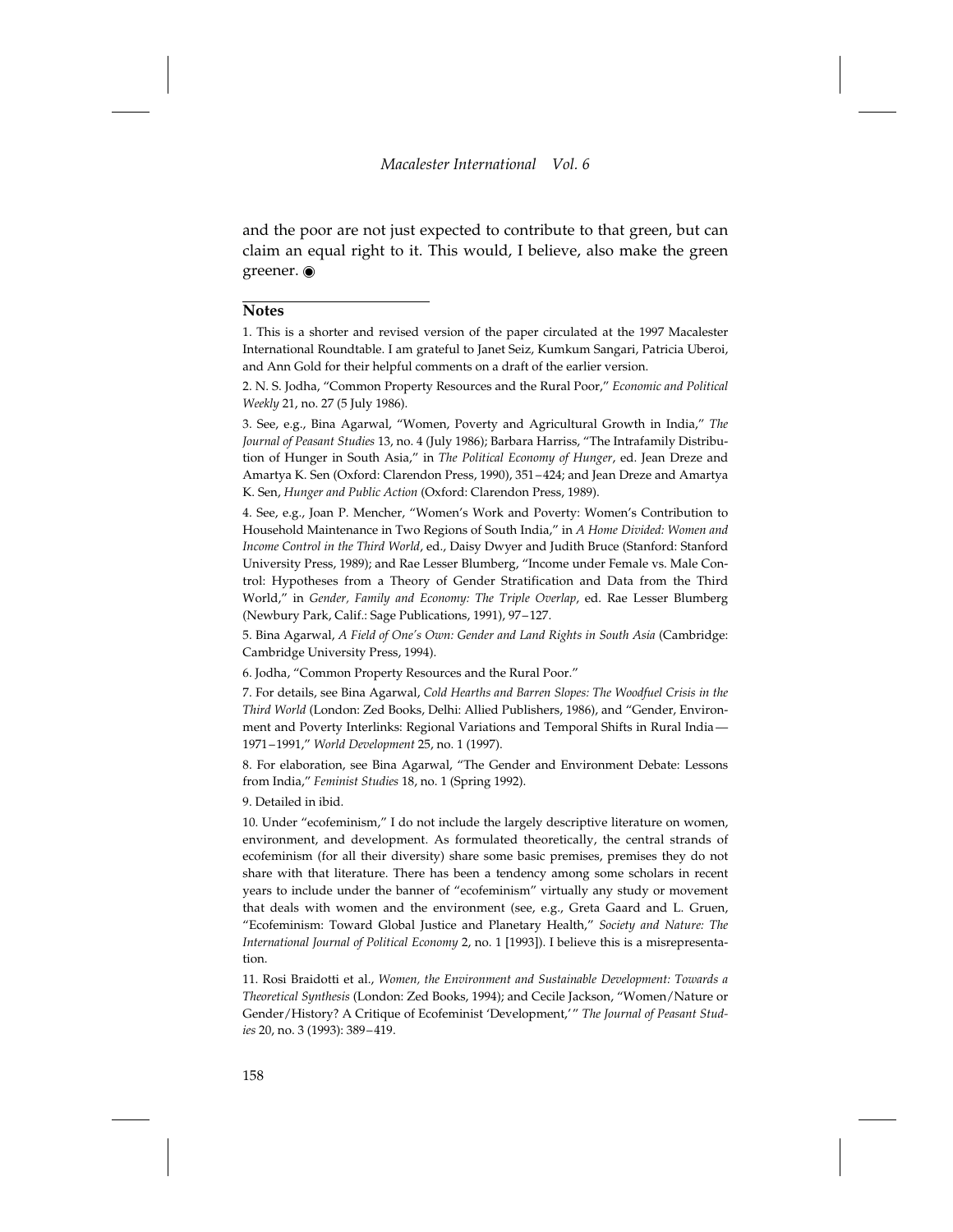and the poor are not just expected to contribute to that green, but can claim an equal right to it. This would, I believe, also make the green greener. ◉

## Notes

1. This is a shorter and revised version of the paper circulated at the 1997 Macalester International Roundtable. I am grateful to Janet Seiz, Kumkum Sangari, Patricia Uberoi, and Ann Gold for their helpful comments on a draft of the earlier version.

2. N. S. Jodha, "Common Property Resources and the Rural Poor," *Economic and Political Weekly* 21, no. 27 (5 July 1986).

3. See, e.g., Bina Agarwal, "Women, Poverty and Agricultural Growth in India," *The Journal of Peasant Studies* 13, no. 4 (July 1986); Barbara Harriss, "The Intrafamily Distribution of Hunger in South Asia," in *The Political Economy of Hunger*, ed. Jean Dreze and Amartya K. Sen (Oxford: Clarendon Press, 1990), 351–424; and Jean Dreze and Amartya K. Sen, *Hunger and Public Action* (Oxford: Clarendon Press, 1989).

4. See, e.g., Joan P. Mencher, "Women's Work and Poverty: Women's Contribution to Household Maintenance in Two Regions of South India," in *A Home Divided: Women and Income Control in the Third World*, ed., Daisy Dwyer and Judith Bruce (Stanford: Stanford University Press, 1989); and Rae Lesser Blumberg, "Income under Female vs. Male Control: Hypotheses from a Theory of Gender Stratification and Data from the Third World," in *Gender, Family and Economy: The Triple Overlap*, ed. Rae Lesser Blumberg (Newbury Park, Calif.: Sage Publications, 1991), 97–127.

5. Bina Agarwal, *A Field of One's Own: Gender and Land Rights in South Asia* (Cambridge: Cambridge University Press, 1994).

6. Jodha, "Common Property Resources and the Rural Poor."

7. For details, see Bina Agarwal, *Cold Hearths and Barren Slopes: The Woodfuel Crisis in the Third World* (London: Zed Books, Delhi: Allied Publishers, 1986), and "Gender, Environment and Poverty Interlinks: Regional Variations and Temporal Shifts in Rural India—1971–1991," *World Development* 25, no. 1 (1997).

8. For elaboration, see Bina Agarwal, "The Gender and Environment Debate: Lessons from India," *Feminist Studies* 18, no. 1 (Spring 1992).

9. Detailed in ibid.

10. Under "ecofeminism," I do not include the largely descriptive literature on women, environment, and development. As formulated theoretically, the central strands of ecofeminism (for all their diversity) share some basic premises, premises they do not share with that literature. There has been a tendency among some scholars in recent years to include under the banner of "ecofeminism" virtually any study or movement that deals with women and the environment (see, e.g., Greta Gaard and L. Gruen, "Ecofeminism: Toward Global Justice and Planetary Health," *Society and Nature: The International Journal of Political Economy* 2, no. 1 [1993]). I believe this is a misrepresentation.

11. Rosi Braidotti et al., *Women, the Environment and Sustainable Development: Towards a Theoretical Synthesis* (London: Zed Books, 1994); and Cecile Jackson, "Women/Nature or Gender/History? A Critique of Ecofeminist 'Development,'" *The Journal of Peasant Studies* 20, no. 3 (1993): 389–419.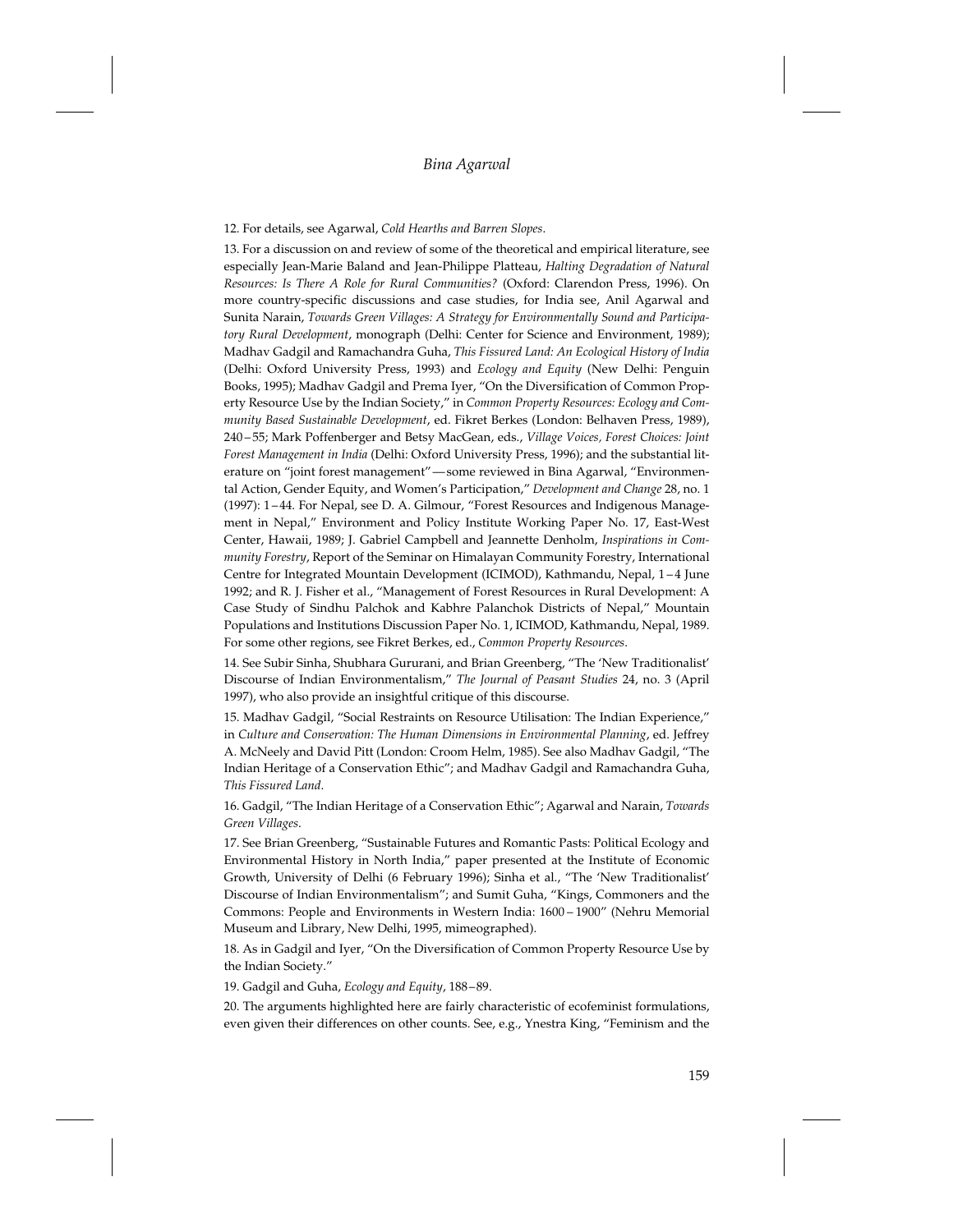12. For details, see Agarwal, *Cold Hearths and Barren Slopes*.

13. For a discussion on and review of some of the theoretical and empirical literature, see especially Jean-Marie Baland and Jean-Philippe Platteau, *Halting Degradation of Natural Resources: Is There A Role for Rural Communities?* (Oxford: Clarendon Press, 1996). On more country-specific discussions and case studies, for India see, Anil Agarwal and Sunita Narain, *Towards Green Villages: A Strategy for Environmentally Sound and Participatory Rural Development*, monograph (Delhi: Center for Science and Environment, 1989); Madhav Gadgil and Ramachandra Guha, *This Fissured Land: An Ecological History of India* (Delhi: Oxford University Press, 1993) and *Ecology and Equity* (New Delhi: Penguin Books, 1995); Madhav Gadgil and Prema Iyer, "On the Diversification of Common Property Resource Use by the Indian Society," in *Common Property Resources: Ecology and Community Based Sustainable Development*, ed. Fikret Berkes (London: Belhaven Press, 1989), 240–55; Mark Poffenberger and Betsy MacGean, eds., *Village Voices, Forest Choices: Joint Forest Management in India* (Delhi: Oxford University Press, 1996); and the substantial literature on "joint forest management"—some reviewed in Bina Agarwal, "Environmental Action, Gender Equity, and Women's Participation," *Development and Change* 28, no. 1 (1997): 1–44. For Nepal, see D. A. Gilmour, "Forest Resources and Indigenous Management in Nepal," Environment and Policy Institute Working Paper No. 17, East-West Center, Hawaii, 1989; J. Gabriel Campbell and Jeannette Denholm, *Inspirations in Community Forestry*, Report of the Seminar on Himalayan Community Forestry, International Centre for Integrated Mountain Development (ICIMOD), Kathmandu, Nepal, 1–4 June 1992; and R. J. Fisher et al., "Management of Forest Resources in Rural Development: A Case Study of Sindhu Palchok and Kabhre Palanchok Districts of Nepal," Mountain Populations and Institutions Discussion Paper No. 1, ICIMOD, Kathmandu, Nepal, 1989. For some other regions, see Fikret Berkes, ed., *Common Property Resources*.

14. See Subir Sinha, Shubhara Gururani, and Brian Greenberg, "The 'New Traditionalist' Discourse of Indian Environmentalism," *The Journal of Peasant Studies* 24, no. 3 (April 1997), who also provide an insightful critique of this discourse.

15. Madhav Gadgil, "Social Restraints on Resource Utilisation: The Indian Experience," in *Culture and Conservation: The Human Dimensions in Environmental Planning*, ed. Jeffrey A. McNeely and David Pitt (London: Croom Helm, 1985). See also Madhav Gadgil, "The Indian Heritage of a Conservation Ethic"; and Madhav Gadgil and Ramachandra Guha, *This Fissured Land*.

16. Gadgil, "The Indian Heritage of a Conservation Ethic"; Agarwal and Narain, *Towards Green Villages*.

17. See Brian Greenberg, "Sustainable Futures and Romantic Pasts: Political Ecology and Environmental History in North India," paper presented at the Institute of Economic Growth, University of Delhi (6 February 1996); Sinha et al., "The 'New Traditionalist' Discourse of Indian Environmentalism"; and Sumit Guha, "Kings, Commoners and the Commons: People and Environments in Western India: 1600–1900" (Nehru Memorial Museum and Library, New Delhi, 1995, mimeographed).

18. As in Gadgil and Iyer, "On the Diversification of Common Property Resource Use by the Indian Society."

19. Gadgil and Guha, *Ecology and Equity*, 188–89.

20. The arguments highlighted here are fairly characteristic of ecofeminist formulations, even given their differences on other counts. See, e.g., Ynestra King, "Feminism and the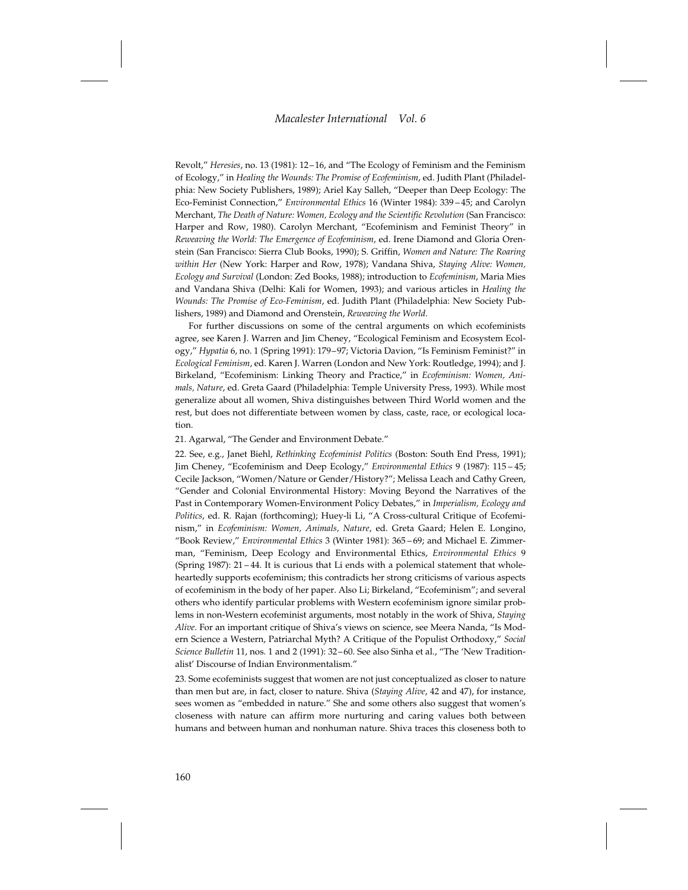Revolt," *Heresies*, no. 13 (1981): 12 – 16, and "The Ecology of Feminism and the Feminism of Ecology," in *Healing the Wounds: The Promise of Ecofeminism*, ed. Judith Plant (Philadelphia: New Society Publishers, 1989); Ariel Kay Salleh, "Deeper than Deep Ecology: The Eco-Feminist Connection," *Environmental Ethics* 16 (Winter 1984): 339 – 45; and Carolyn Merchant, *The Death of Nature: Women, Ecology and the Scientific Revolution* (San Francisco: Harper and Row, 1980). Carolyn Merchant, "Ecofeminism and Feminist Theory" in *Reweaving the World: The Emergence of Ecofeminism*, ed. Irene Diamond and Gloria Orenstein (San Francisco: Sierra Club Books, 1990); S. Griffin, *Women and Nature: The Roaring within Her* (New York: Harper and Row, 1978); Vandana Shiva, *Staying Alive: Women, Ecology and Survival* (London: Zed Books, 1988); introduction to *Ecofeminism*, Maria Mies and Vandana Shiva (Delhi: Kali for Women, 1993); and various articles in *Healing the Wounds: The Promise of Eco-Feminism*, ed. Judith Plant (Philadelphia: New Society Publishers, 1989) and Diamond and Orenstein, *Reweaving the World*.

For further discussions on some of the central arguments on which ecofeminists agree, see Karen J. Warren and Jim Cheney, "Ecological Feminism and Ecosystem Ecology," *Hypatia* 6, no. 1 (Spring 1991): 179 – 97; Victoria Davion, "Is Feminism Feminist?" in *Ecological Feminism*, ed. Karen J. Warren (London and New York: Routledge, 1994); and J. Birkeland, "Ecofeminism: Linking Theory and Practice," in *Ecofeminism: Women, Animals, Nature*, ed. Greta Gaard (Philadelphia: Temple University Press, 1993). While most generalize about all women, Shiva distinguishes between Third World women and the rest, but does not differentiate between women by class, caste, race, or ecological location.

21. Agarwal, "The Gender and Environment Debate."

22. See, e.g., Janet Biehl, *Rethinking Ecofeminist Politics* (Boston: South End Press, 1991); Jim Cheney, "Ecofeminism and Deep Ecology," *Environmental Ethics* 9 (1987): 115 – 45; Cecile Jackson, "Women/Nature or Gender/History?"; Melissa Leach and Cathy Green, "Gender and Colonial Environmental History: Moving Beyond the Narratives of the Past in Contemporary Women-Environment Policy Debates," in *Imperialism, Ecology and Politics*, ed. R. Rajan (forthcoming); Huey-li Li, "A Cross-cultural Critique of Ecofeminism," in *Ecofeminism: Women, Animals, Nature*, ed. Greta Gaard; Helen E. Longino, "Book Review," *Environmental Ethics* 3 (Winter 1981): 365 – 69; and Michael E. Zimmerman, "Feminism, Deep Ecology and Environmental Ethics, *Environmental Ethics* 9 (Spring 1987): 21 – 44. It is curious that Li ends with a polemical statement that wholeheartedly supports ecofeminism; this contradicts her strong criticisms of various aspects of ecofeminism in the body of her paper. Also Li; Birkeland, "Ecofeminism"; and several others who identify particular problems with Western ecofeminism ignore similar problems in non-Western ecofeminist arguments, most notably in the work of Shiva, *Staying Alive*. For an important critique of Shiva's views on science, see Meera Nanda, "Is Modern Science a Western, Patriarchal Myth? A Critique of the Populist Orthodoxy," *Social Science Bulletin* 11, nos. 1 and 2 (1991): 32 – 60. See also Sinha et al., "The 'New Traditionalist' Discourse of Indian Environmentalism."

23. Some ecofeminists suggest that women are not just conceptualized as closer to nature than men but are, in fact, closer to nature. Shiva (*Staying Alive*, 42 and 47), for instance, sees women as "embedded in nature." She and some others also suggest that women's closeness with nature can affirm more nurturing and caring values both between humans and between human and nonhuman nature. Shiva traces this closeness both to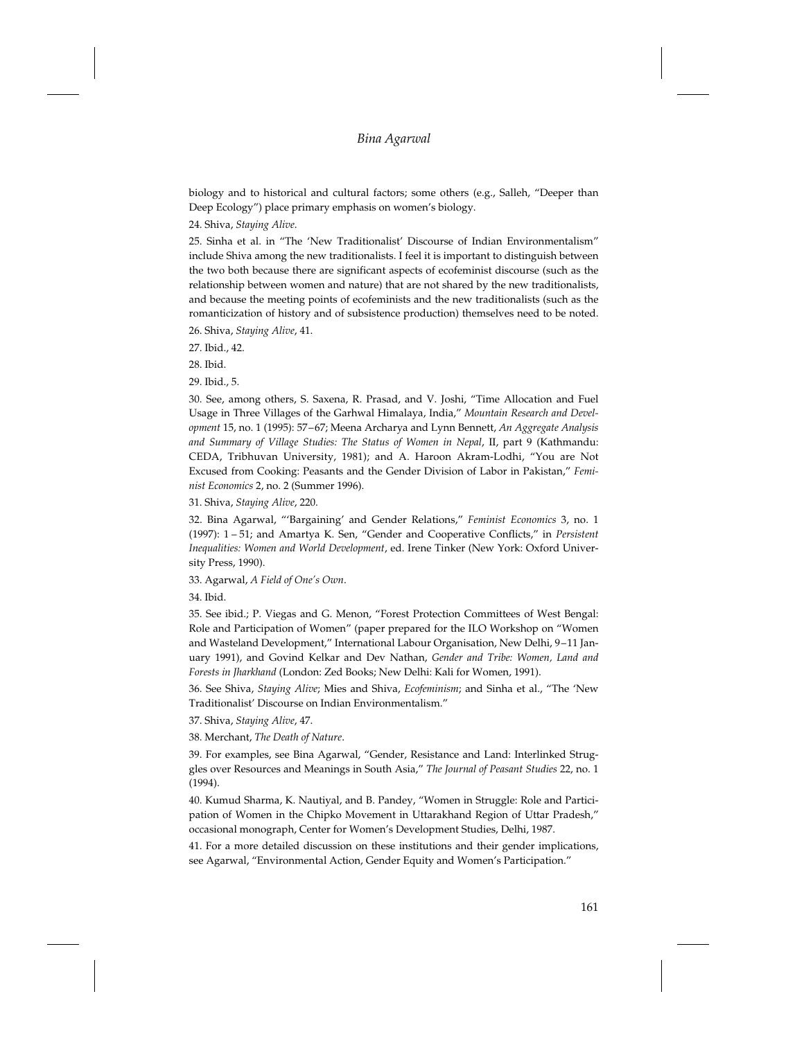biology and to historical and cultural factors; some others (e.g., Salleh, "Deeper than Deep Ecology") place primary emphasis on women's biology.

24. Shiva, *Staying Alive*.

25. Sinha et al. in "The 'New Traditionalist' Discourse of Indian Environmentalism" include Shiva among the new traditionalists. I feel it is important to distinguish between the two both because there are significant aspects of ecofeminist discourse (such as the relationship between women and nature) that are not shared by the new traditionalists, and because the meeting points of ecofeminists and the new traditionalists (such as the romanticization of history and of subsistence production) themselves need to be noted.

26. Shiva, *Staying Alive*, 41.

27. Ibid., 42.

28. Ibid.

29. Ibid., 5.

30. See, among others, S. Saxena, R. Prasad, and V. Joshi, "Time Allocation and Fuel Usage in Three Villages of the Garhwal Himalaya, India," *Mountain Research and Development* 15, no. 1 (1995): 57–67; Meena Archarya and Lynn Bennett, *An Aggregate Analysis and Summary of Village Studies: The Status of Women in Nepal*, II, part 9 (Kathmandu: CEDA, Tribhuvan University, 1981); and A. Haroon Akram-Lodhi, "You are Not Excused from Cooking: Peasants and the Gender Division of Labor in Pakistan," *Feminist Economics* 2, no. 2 (Summer 1996).

31. Shiva, *Staying Alive*, 220.

32. Bina Agarwal, "'Bargaining' and Gender Relations," *Feminist Economics* 3, no. 1 (1997): 1 – 51; and Amartya K. Sen, "Gender and Cooperative Conflicts," in *Persistent Inequalities: Women and World Development*, ed. Irene Tinker (New York: Oxford University Press, 1990).

33. Agarwal, *A Field of One's Own*.

34. Ibid.

35. See ibid.; P. Viegas and G. Menon, "Forest Protection Committees of West Bengal: Role and Participation of Women" (paper prepared for the ILO Workshop on "Women and Wasteland Development," International Labour Organisation, New Delhi, 9–11 January 1991), and Govind Kelkar and Dev Nathan, *Gender and Tribe: Women, Land and Forests in Jharkhand* (London: Zed Books; New Delhi: Kali for Women, 1991).

36. See Shiva, *Staying Alive*; Mies and Shiva, *Ecofeminism*; and Sinha et al., "The 'New Traditionalist' Discourse on Indian Environmentalism."

37. Shiva, *Staying Alive*, 47.

38. Merchant, *The Death of Nature*.

39. For examples, see Bina Agarwal, "Gender, Resistance and Land: Interlinked Struggles over Resources and Meanings in South Asia," *The Journal of Peasant Studies* 22, no. 1 (1994).

40. Kumud Sharma, K. Nautiyal, and B. Pandey, "Women in Struggle: Role and Participation of Women in the Chipko Movement in Uttarakhand Region of Uttar Pradesh," occasional monograph, Center for Women's Development Studies, Delhi, 1987.

41. For a more detailed discussion on these institutions and their gender implications, see Agarwal, "Environmental Action, Gender Equity and Women's Participation."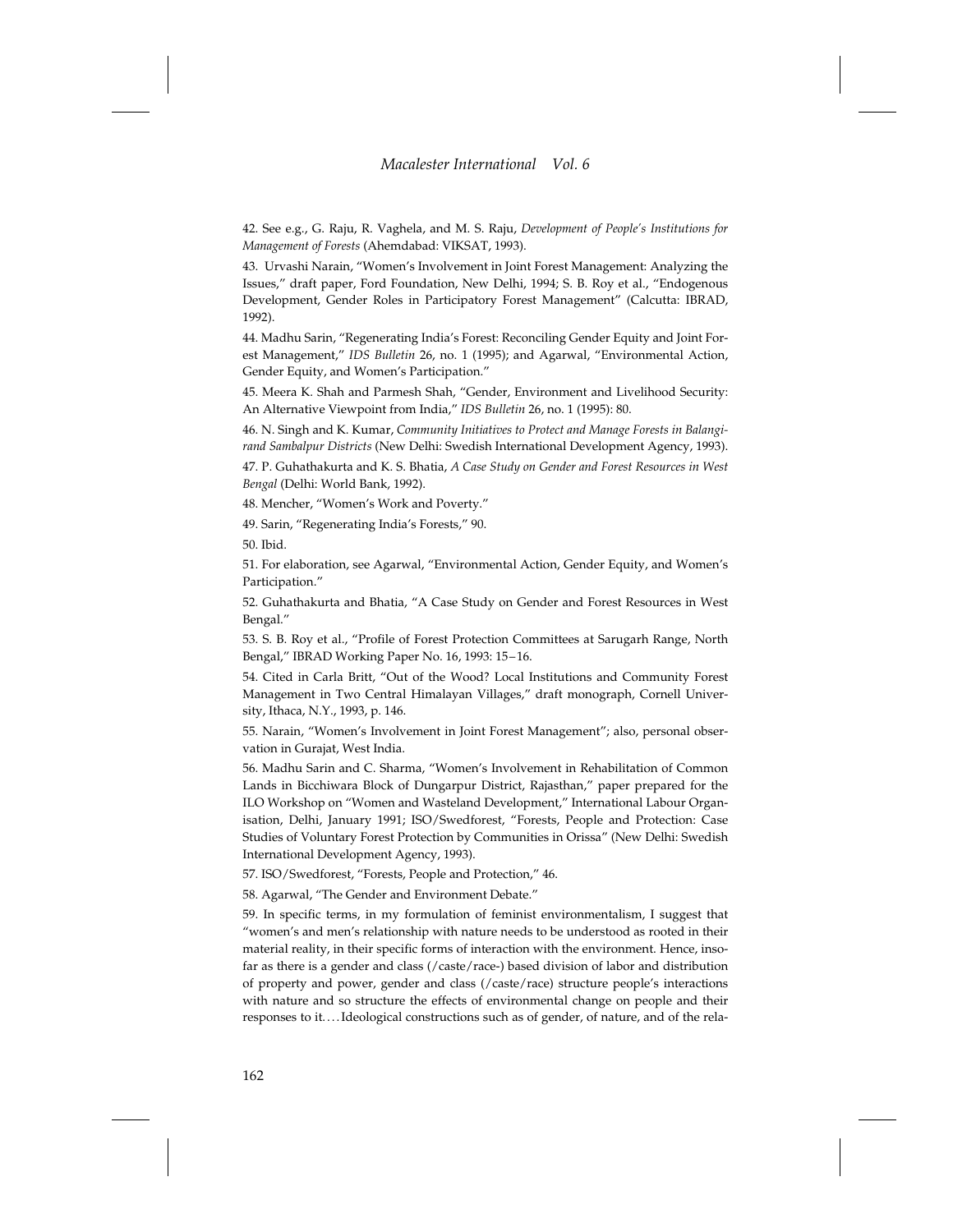42. See e.g., G. Raju, R. Vaghela, and M. S. Raju, *Development of People's Institutions for Management of Forests* (Ahemdabad: VIKSAT, 1993).

43. Urvashi Narain, "Women's Involvement in Joint Forest Management: Analyzing the Issues," draft paper, Ford Foundation, New Delhi, 1994; S. B. Roy et al., "Endogenous Development, Gender Roles in Participatory Forest Management" (Calcutta: IBRAD, 1992).

44. Madhu Sarin, "Regenerating India's Forest: Reconciling Gender Equity and Joint Forest Management," *IDS Bulletin* 26, no. 1 (1995); and Agarwal, "Environmental Action, Gender Equity, and Women's Participation."

45. Meera K. Shah and Parmesh Shah, "Gender, Environment and Livelihood Security: An Alternative Viewpoint from India," *IDS Bulletin* 26, no. 1 (1995): 80.

46. N. Singh and K. Kumar, *Community Initiatives to Protect and Manage Forests in Balangirand Sambalpur Districts* (New Delhi: Swedish International Development Agency, 1993).

47. P. Guhathakurta and K. S. Bhatia, *A Case Study on Gender and Forest Resources in West Bengal* (Delhi: World Bank, 1992).

48. Mencher, "Women's Work and Poverty."

49. Sarin, "Regenerating India's Forests," 90.

50. Ibid.

51. For elaboration, see Agarwal, "Environmental Action, Gender Equity, and Women's Participation."

52. Guhathakurta and Bhatia, "A Case Study on Gender and Forest Resources in West Bengal."

53. S. B. Roy et al., "Profile of Forest Protection Committees at Sarugarh Range, North Bengal," IBRAD Working Paper No. 16, 1993: 15–16.

54. Cited in Carla Britt, "Out of the Wood? Local Institutions and Community Forest Management in Two Central Himalayan Villages," draft monograph, Cornell University, Ithaca, N.Y., 1993, p. 146.

55. Narain, "Women's Involvement in Joint Forest Management"; also, personal observation in Gurajat, West India.

56. Madhu Sarin and C. Sharma, "Women's Involvement in Rehabilitation of Common Lands in Bicchiwara Block of Dungarpur District, Rajasthan," paper prepared for the ILO Workshop on "Women and Wasteland Development," International Labour Organisation, Delhi, January 1991; ISO/Swedforest, "Forests, People and Protection: Case Studies of Voluntary Forest Protection by Communities in Orissa" (New Delhi: Swedish International Development Agency, 1993).

57. ISO/Swedforest, "Forests, People and Protection," 46.

58. Agarwal, "The Gender and Environment Debate."

59. In specific terms, in my formulation of feminist environmentalism, I suggest that "women's and men's relationship with nature needs to be understood as rooted in their material reality, in their specific forms of interaction with the environment. Hence, insofar as there is a gender and class (/caste/race-) based division of labor and distribution of property and power, gender and class (/caste/race) structure people's interactions with nature and so structure the effects of environmental change on people and their responses to it.... Ideological constructions such as of gender, of nature, and of the rela-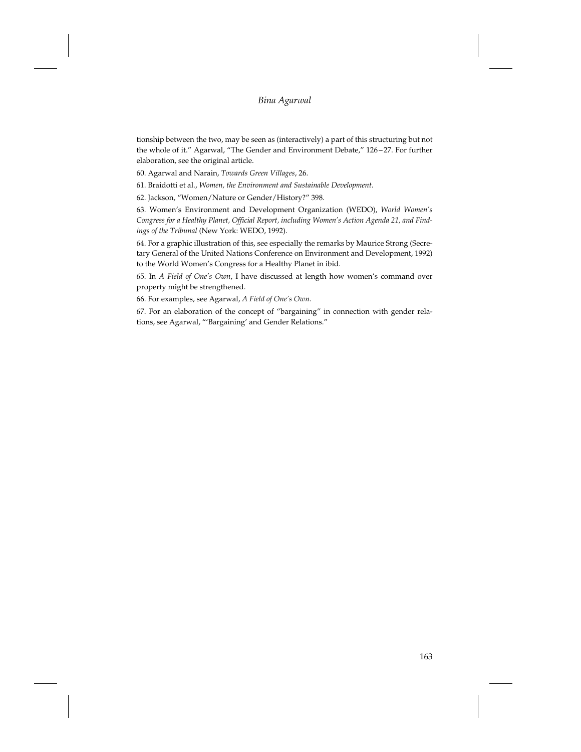tionship between the two, may be seen as (interactively) a part of this structuring but not the whole of it." Agarwal, "The Gender and Environment Debate," 126–27. For further elaboration, see the original article.

60. Agarwal and Narain, *Towards Green Villages*, 26.

61. Braidotti et al., *Women, the Environment and Sustainable Development*.

62. Jackson, "Women/Nature or Gender/History?" 398.

63. Women's Environment and Development Organization (WEDO), *World Women's Congress for a Healthy Planet, Official Report, including Women's Action Agenda 21, and Findings of the Tribunal* (New York: WEDO, 1992).

64. For a graphic illustration of this, see especially the remarks by Maurice Strong (Secretary General of the United Nations Conference on Environment and Development, 1992) to the World Women's Congress for a Healthy Planet in ibid.

65. In *A Field of One's Own*, I have discussed at length how women's command over property might be strengthened.

66. For examples, see Agarwal, *A Field of One's Own*.

67. For an elaboration of the concept of "bargaining" in connection with gender relations, see Agarwal, "'Bargaining' and Gender Relations."